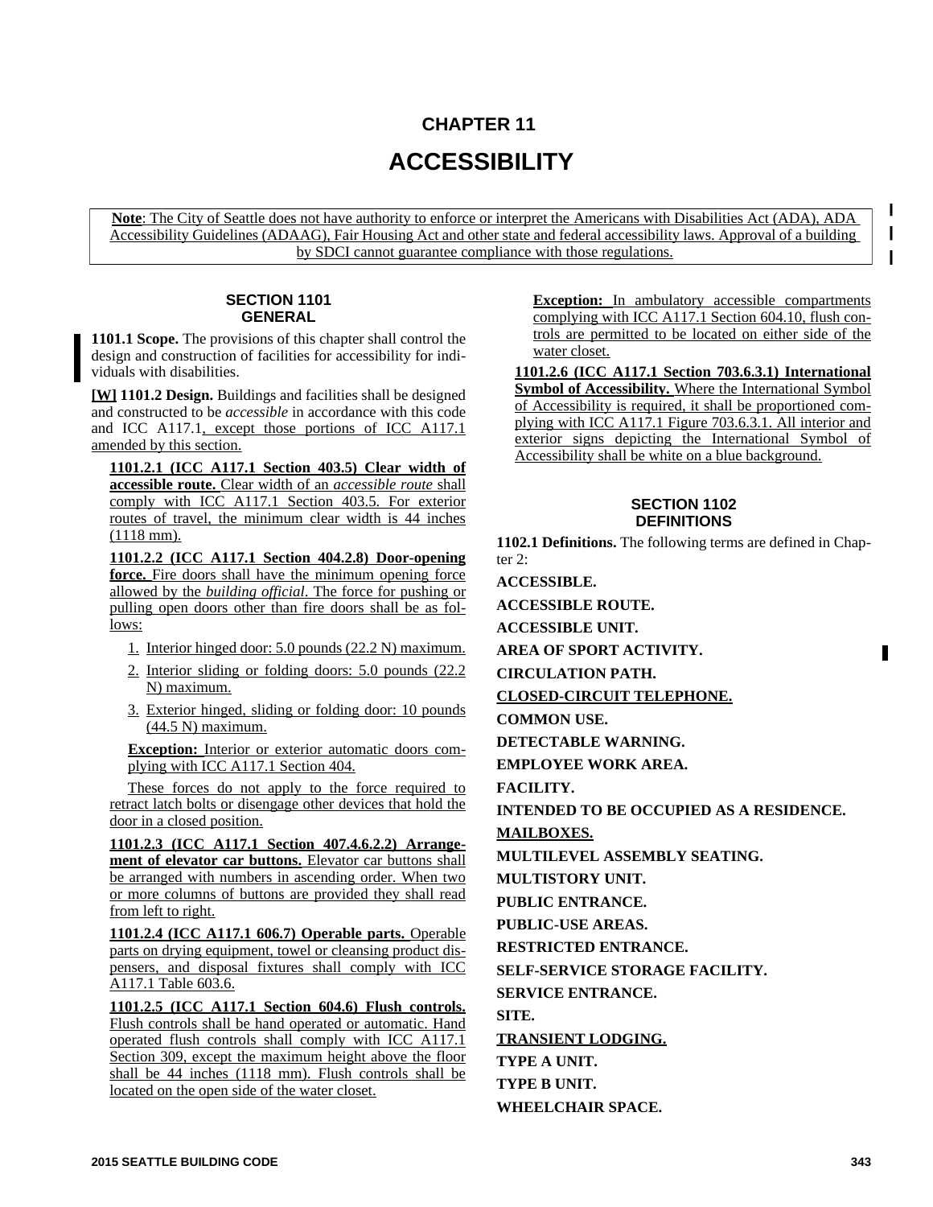// NOTE: "Note", "Exception:" labels and the 1101.2.x subsection titles are rendered bold per the source; underlining (which marks Seattle amendments) cannot be represented in plain markdown and is omitted.
# CHAPTER 11

# ACCESSIBILITY

**Note**: The City of Seattle does not have authority to enforce or interpret the Americans with Disabilities Act (ADA), ADA Accessibility Guidelines (ADAAG), Fair Housing Act and other state and federal accessibility laws. Approval of a building by SDCI cannot guarantee compliance with those regulations.

## SECTION 1101 GENERAL

**1101.1 Scope.** The provisions of this chapter shall control the design and construction of facilities for accessibility for individuals with disabilities.

**[W] 1101.2 Design.** Buildings and facilities shall be designed and constructed to be *accessible* in accordance with this code and ICC A117.1, except those portions of ICC A117.1 amended by this section.

**1101.2.1 (ICC A117.1 Section 403.5) Clear width of accessible route.** Clear width of an *accessible route* shall comply with ICC A117.1 Section 403.5. For exterior routes of travel, the minimum clear width is 44 inches (1118 mm).

**1101.2.2 (ICC A117.1 Section 404.2.8) Door-opening force.** Fire doors shall have the minimum opening force allowed by the *building official*. The force for pushing or pulling open doors other than fire doors shall be as follows:

1. Interior hinged door: 5.0 pounds (22.2 N) maximum.
2. Interior sliding or folding doors: 5.0 pounds (22.2 N) maximum.
3. Exterior hinged, sliding or folding door: 10 pounds (44.5 N) maximum.

**Exception:** Interior or exterior automatic doors complying with ICC A117.1 Section 404.

These forces do not apply to the force required to retract latch bolts or disengage other devices that hold the door in a closed position.

**1101.2.3 (ICC A117.1 Section 407.4.6.2.2) Arrangement of elevator car buttons.** Elevator car buttons shall be arranged with numbers in ascending order. When two or more columns of buttons are provided they shall read from left to right.

**1101.2.4 (ICC A117.1 606.7) Operable parts.** Operable parts on drying equipment, towel or cleansing product dispensers, and disposal fixtures shall comply with ICC A117.1 Table 603.6.

**1101.2.5 (ICC A117.1 Section 604.6) Flush controls.** Flush controls shall be hand operated or automatic. Hand operated flush controls shall comply with ICC A117.1 Section 309, except the maximum height above the floor shall be 44 inches (1118 mm). Flush controls shall be located on the open side of the water closet.

**Exception:** In ambulatory accessible compartments complying with ICC A117.1 Section 604.10, flush controls are permitted to be located on either side of the water closet.

**1101.2.6 (ICC A117.1 Section 703.6.3.1) International Symbol of Accessibility.** Where the International Symbol of Accessibility is required, it shall be proportioned complying with ICC A117.1 Figure 703.6.3.1. All interior and exterior signs depicting the International Symbol of Accessibility shall be white on a blue background.

## SECTION 1102 DEFINITIONS

**1102.1 Definitions.** The following terms are defined in Chapter 2:

**ACCESSIBLE.**

**ACCESSIBLE ROUTE.**

**ACCESSIBLE UNIT.**

**AREA OF SPORT ACTIVITY.**

**CIRCULATION PATH.**

**CLOSED-CIRCUIT TELEPHONE.**

**COMMON USE.**

**DETECTABLE WARNING.**

**EMPLOYEE WORK AREA.**

**FACILITY.**

**INTENDED TO BE OCCUPIED AS A RESIDENCE.**

**MAILBOXES.**

**MULTILEVEL ASSEMBLY SEATING.**

**MULTISTORY UNIT.**

**PUBLIC ENTRANCE.**

**PUBLIC-USE AREAS.**

**RESTRICTED ENTRANCE.**

**SELF-SERVICE STORAGE FACILITY.**

**SERVICE ENTRANCE.**

**SITE.**

**TRANSIENT LODGING.**

**TYPE A UNIT.**

**TYPE B UNIT.**

**WHEELCHAIR SPACE.**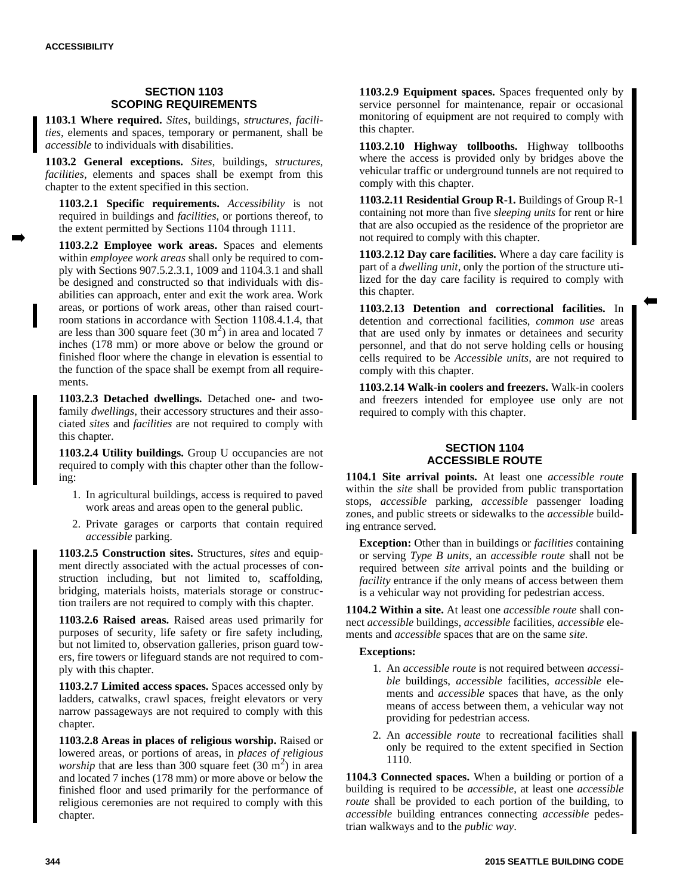## SECTION 1103 SCOPING REQUIREMENTS

**1103.1 Where required.** *Sites*, buildings, *structures*, *facilities*, elements and spaces, temporary or permanent, shall be *accessible* to individuals with disabilities.

**1103.2 General exceptions.** *Sites*, buildings, *structures*, *facilities*, elements and spaces shall be exempt from this chapter to the extent specified in this section.

**1103.2.1 Specific requirements.** *Accessibility* is not required in buildings and *facilities*, or portions thereof, to the extent permitted by Sections 1104 through 1111.

**1103.2.2 Employee work areas.** Spaces and elements within *employee work areas* shall only be required to comply with Sections 907.5.2.3.1, 1009 and 1104.3.1 and shall be designed and constructed so that individuals with disabilities can approach, enter and exit the work area. Work areas, or portions of work areas, other than raised courtroom stations in accordance with Section 1108.4.1.4, that are less than 300 square feet (30 $m^2$) in area and located 7 inches (178 mm) or more above or below the ground or finished floor where the change in elevation is essential to the function of the space shall be exempt from all requirements.

**1103.2.3 Detached dwellings.** Detached one- and two-family *dwellings*, their accessory structures and their associated *sites* and *facilities* are not required to comply with this chapter.

**1103.2.4 Utility buildings.** Group U occupancies are not required to comply with this chapter other than the following:

1. In agricultural buildings, access is required to paved work areas and areas open to the general public.
2. Private garages or carports that contain required *accessible* parking.

**1103.2.5 Construction sites.** Structures, *sites* and equipment directly associated with the actual processes of construction including, but not limited to, scaffolding, bridging, materials hoists, materials storage or construction trailers are not required to comply with this chapter.

**1103.2.6 Raised areas.** Raised areas used primarily for purposes of security, life safety or fire safety including, but not limited to, observation galleries, prison guard towers, fire towers or lifeguard stands are not required to comply with this chapter.

**1103.2.7 Limited access spaces.** Spaces accessed only by ladders, catwalks, crawl spaces, freight elevators or very narrow passageways are not required to comply with this chapter.

**1103.2.8 Areas in places of religious worship.** Raised or lowered areas, or portions of areas, in *places of religious worship* that are less than 300 square feet (30 $m^2$) in area and located 7 inches (178 mm) or more above or below the finished floor and used primarily for the performance of religious ceremonies are not required to comply with this chapter.

**1103.2.9 Equipment spaces.** Spaces frequented only by service personnel for maintenance, repair or occasional monitoring of equipment are not required to comply with this chapter.

**1103.2.10 Highway tollbooths.** Highway tollbooths where the access is provided only by bridges above the vehicular traffic or underground tunnels are not required to comply with this chapter.

**1103.2.11 Residential Group R-1.** Buildings of Group R-1 containing not more than five *sleeping units* for rent or hire that are also occupied as the residence of the proprietor are not required to comply with this chapter.

**1103.2.12 Day care facilities.** Where a day care facility is part of a *dwelling unit*, only the portion of the structure utilized for the day care facility is required to comply with this chapter.

**1103.2.13 Detention and correctional facilities.** In detention and correctional facilities, *common use* areas that are used only by inmates or detainees and security personnel, and that do not serve holding cells or housing cells required to be *Accessible units*, are not required to comply with this chapter.

**1103.2.14 Walk-in coolers and freezers.** Walk-in coolers and freezers intended for employee use only are not required to comply with this chapter.

## SECTION 1104 ACCESSIBLE ROUTE

**1104.1 Site arrival points.** At least one *accessible route* within the *site* shall be provided from public transportation stops, *accessible* parking, *accessible* passenger loading zones, and public streets or sidewalks to the *accessible* building entrance served.

**Exception:** Other than in buildings or *facilities* containing or serving *Type B units*, an *accessible route* shall not be required between *site* arrival points and the building or *facility* entrance if the only means of access between them is a vehicular way not providing for pedestrian access.

**1104.2 Within a site.** At least one *accessible route* shall connect *accessible* buildings, *accessible* facilities, *accessible* elements and *accessible* spaces that are on the same *site*.

**Exceptions:**

1. An *accessible route* is not required between *accessible* buildings, *accessible* facilities, *accessible* elements and *accessible* spaces that have, as the only means of access between them, a vehicular way not providing for pedestrian access.
2. An *accessible route* to recreational facilities shall only be required to the extent specified in Section 1110.

**1104.3 Connected spaces.** When a building or portion of a building is required to be *accessible*, at least one *accessible route* shall be provided to each portion of the building, to *accessible* building entrances connecting *accessible* pedestrian walkways and to the *public way*.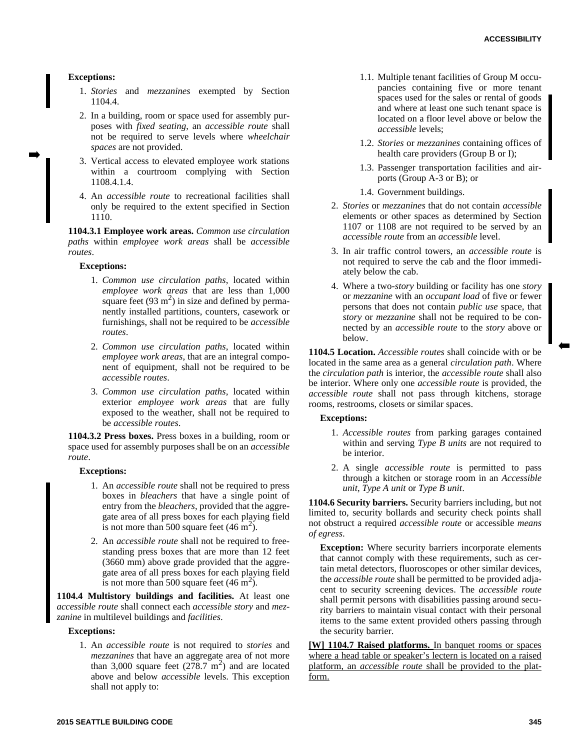**Exceptions:**

1. *Stories* and *mezzanines* exempted by Section 1104.4.
2. In a building, room or space used for assembly purposes with *fixed seating*, an *accessible route* shall not be required to serve levels where *wheelchair spaces* are not provided.
3. Vertical access to elevated employee work stations within a courtroom complying with Section 1108.4.1.4.
4. An *accessible route* to recreational facilities shall only be required to the extent specified in Section 1110.

**1104.3.1 Employee work areas.** *Common use circulation paths* within *employee work areas* shall be *accessible routes*.

**Exceptions:**

1. *Common use circulation paths*, located within *employee work areas* that are less than 1,000 square feet (93 $m^2$) in size and defined by permanently installed partitions, counters, casework or furnishings, shall not be required to be *accessible routes*.
2. *Common use circulation paths*, located within *employee work areas*, that are an integral component of equipment, shall not be required to be *accessible routes*.
3. *Common use circulation paths*, located within exterior *employee work areas* that are fully exposed to the weather, shall not be required to be *accessible routes*.

**1104.3.2 Press boxes.** Press boxes in a building, room or space used for assembly purposes shall be on an *accessible route*.

**Exceptions:**

1. An *accessible route* shall not be required to press boxes in *bleachers* that have a single point of entry from the *bleachers*, provided that the aggregate area of all press boxes for each playing field is not more than 500 square feet (46 $m^2$).
2. An *accessible route* shall not be required to free-standing press boxes that are more than 12 feet (3660 mm) above grade provided that the aggregate area of all press boxes for each playing field is not more than 500 square feet (46 $m^2$).

**1104.4 Multistory buildings and facilities.** At least one *accessible route* shall connect each *accessible story* and *mezzanine* in multilevel buildings and *facilities*.

**Exceptions:**

1. An *accessible route* is not required to *stories* and *mezzanines* that have an aggregate area of not more than 3,000 square feet (278.7 $m^2$) and are located above and below *accessible* levels. This exception shall not apply to:
   - 1.1. Multiple tenant facilities of Group M occupancies containing five or more tenant spaces used for the sales or rental of goods and where at least one such tenant space is located on a floor level above or below the *accessible* levels;
   - 1.2. *Stories* or *mezzanines* containing offices of health care providers (Group B or I);
   - 1.3. Passenger transportation facilities and airports (Group A-3 or B); or
   - 1.4. Government buildings.
2. *Stories* or *mezzanines* that do not contain *accessible* elements or other spaces as determined by Section 1107 or 1108 are not required to be served by an *accessible route* from an *accessible* level.
3. In air traffic control towers, an *accessible route* is not required to serve the cab and the floor immediately below the cab.
4. Where a two-*story* building or facility has one *story* or *mezzanine* with an *occupant load* of five or fewer persons that does not contain *public use* space, that *story* or *mezzanine* shall not be required to be connected by an *accessible route* to the *story* above or below.

**1104.5 Location.** *Accessible routes* shall coincide with or be located in the same area as a general *circulation path*. Where the *circulation path* is interior, the *accessible route* shall also be interior. Where only one *accessible route* is provided, the *accessible route* shall not pass through kitchens, storage rooms, restrooms, closets or similar spaces.

**Exceptions:**

1. *Accessible routes* from parking garages contained within and serving *Type B units* are not required to be interior.
2. A single *accessible route* is permitted to pass through a kitchen or storage room in an *Accessible unit*, *Type A unit* or *Type B unit*.

**1104.6 Security barriers.** Security barriers including, but not limited to, security bollards and security check points shall not obstruct a required *accessible route* or accessible *means of egress*.

**Exception:** Where security barriers incorporate elements that cannot comply with these requirements, such as certain metal detectors, fluoroscopes or other similar devices, the *accessible route* shall be permitted to be provided adjacent to security screening devices. The *accessible route* shall permit persons with disabilities passing around security barriers to maintain visual contact with their personal items to the same extent provided others passing through the security barrier.

<u>**[W] 1104.7 Raised platforms.** In banquet rooms or spaces where a head table or speaker's lectern is located on a raised platform, an *accessible route* shall be provided to the platform.</u>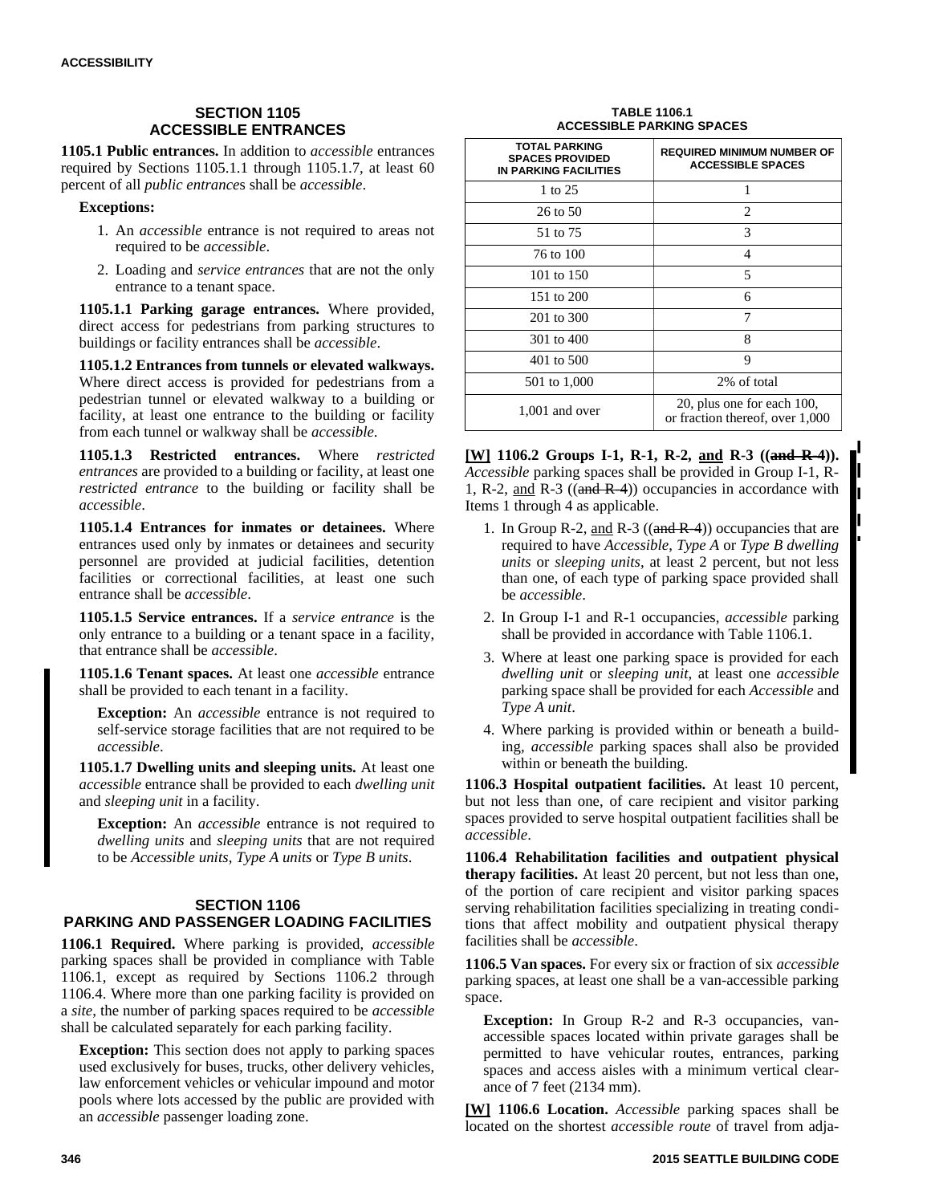## SECTION 1105 ACCESSIBLE ENTRANCES

**1105.1 Public entrances.** In addition to *accessible* entrances required by Sections 1105.1.1 through 1105.1.7, at least 60 percent of all *public entrance*s shall be *accessible*.

**Exceptions:**

1. An *accessible* entrance is not required to areas not required to be *accessible*.
2. Loading and *service entrances* that are not the only entrance to a tenant space.

**1105.1.1 Parking garage entrances.** Where provided, direct access for pedestrians from parking structures to buildings or facility entrances shall be *accessible*.

**1105.1.2 Entrances from tunnels or elevated walkways.** Where direct access is provided for pedestrians from a pedestrian tunnel or elevated walkway to a building or facility, at least one entrance to the building or facility from each tunnel or walkway shall be *accessible.*

**1105.1.3 Restricted entrances.** Where *restricted entrances* are provided to a building or facility, at least one *restricted entrance* to the building or facility shall be *accessible*.

**1105.1.4 Entrances for inmates or detainees.** Where entrances used only by inmates or detainees and security personnel are provided at judicial facilities, detention facilities or correctional facilities, at least one such entrance shall be *accessible*.

**1105.1.5 Service entrances.** If a *service entrance* is the only entrance to a building or a tenant space in a facility, that entrance shall be *accessible*.

**1105.1.6 Tenant spaces.** At least one *accessible* entrance shall be provided to each tenant in a facility.

**Exception:** An *accessible* entrance is not required to self-service storage facilities that are not required to be *accessible*.

**1105.1.7 Dwelling units and sleeping units.** At least one *accessible* entrance shall be provided to each *dwelling unit* and *sleeping unit* in a facility.

**Exception:** An *accessible* entrance is not required to *dwelling units* and *sleeping units* that are not required to be *Accessible units*, *Type A units* or *Type B units*.

## SECTION 1106 PARKING AND PASSENGER LOADING FACILITIES

**1106.1 Required.** Where parking is provided, *accessible* parking spaces shall be provided in compliance with Table 1106.1, except as required by Sections 1106.2 through 1106.4. Where more than one parking facility is provided on a *site*, the number of parking spaces required to be *accessible* shall be calculated separately for each parking facility.

**Exception:** This section does not apply to parking spaces used exclusively for buses, trucks, other delivery vehicles, law enforcement vehicles or vehicular impound and motor pools where lots accessed by the public are provided with an *accessible* passenger loading zone.

**TABLE 1106.1 ACCESSIBLE PARKING SPACES**

| TOTAL PARKING SPACES PROVIDED IN PARKING FACILITIES | REQUIRED MINIMUM NUMBER OF ACCESSIBLE SPACES |
|---|---|
| 1 to 25 | 1 |
| 26 to 50 | 2 |
| 51 to 75 | 3 |
| 76 to 100 | 4 |
| 101 to 150 | 5 |
| 151 to 200 | 6 |
| 201 to 300 | 7 |
| 301 to 400 | 8 |
| 401 to 500 | 9 |
| 501 to 1,000 | 2% of total |
| 1,001 and over | 20, plus one for each 100, or fraction thereof, over 1,000 |

**[W] 1106.2 Groups I-1, R-1, R-2, and R-3 ((~~and R-4~~)).** *Accessible* parking spaces shall be provided in Group I-1, R-1, R-2, and R-3 ((~~and R-4~~)) occupancies in accordance with Items 1 through 4 as applicable.

1. In Group R-2, and R-3 ((~~and R-4~~)) occupancies that are required to have *Accessible, Type A* or *Type B dwelling units* or *sleeping units*, at least 2 percent, but not less than one, of each type of parking space provided shall be *accessible*.
2. In Group I-1 and R-1 occupancies, *accessible* parking shall be provided in accordance with Table 1106.1.
3. Where at least one parking space is provided for each *dwelling unit* or *sleeping unit,* at least one *accessible* parking space shall be provided for each *Accessible* and *Type A unit*.
4. Where parking is provided within or beneath a building, *accessible* parking spaces shall also be provided within or beneath the building.

**1106.3 Hospital outpatient facilities.** At least 10 percent, but not less than one, of care recipient and visitor parking spaces provided to serve hospital outpatient facilities shall be *accessible*.

**1106.4 Rehabilitation facilities and outpatient physical therapy facilities.** At least 20 percent, but not less than one, of the portion of care recipient and visitor parking spaces serving rehabilitation facilities specializing in treating conditions that affect mobility and outpatient physical therapy facilities shall be *accessible*.

**1106.5 Van spaces.** For every six or fraction of six *accessible* parking spaces, at least one shall be a van-accessible parking space.

**Exception:** In Group R-2 and R-3 occupancies, van-accessible spaces located within private garages shall be permitted to have vehicular routes, entrances, parking spaces and access aisles with a minimum vertical clearance of 7 feet (2134 mm).

**[W] 1106.6 Location.** *Accessible* parking spaces shall be located on the shortest *accessible route* of travel from adja-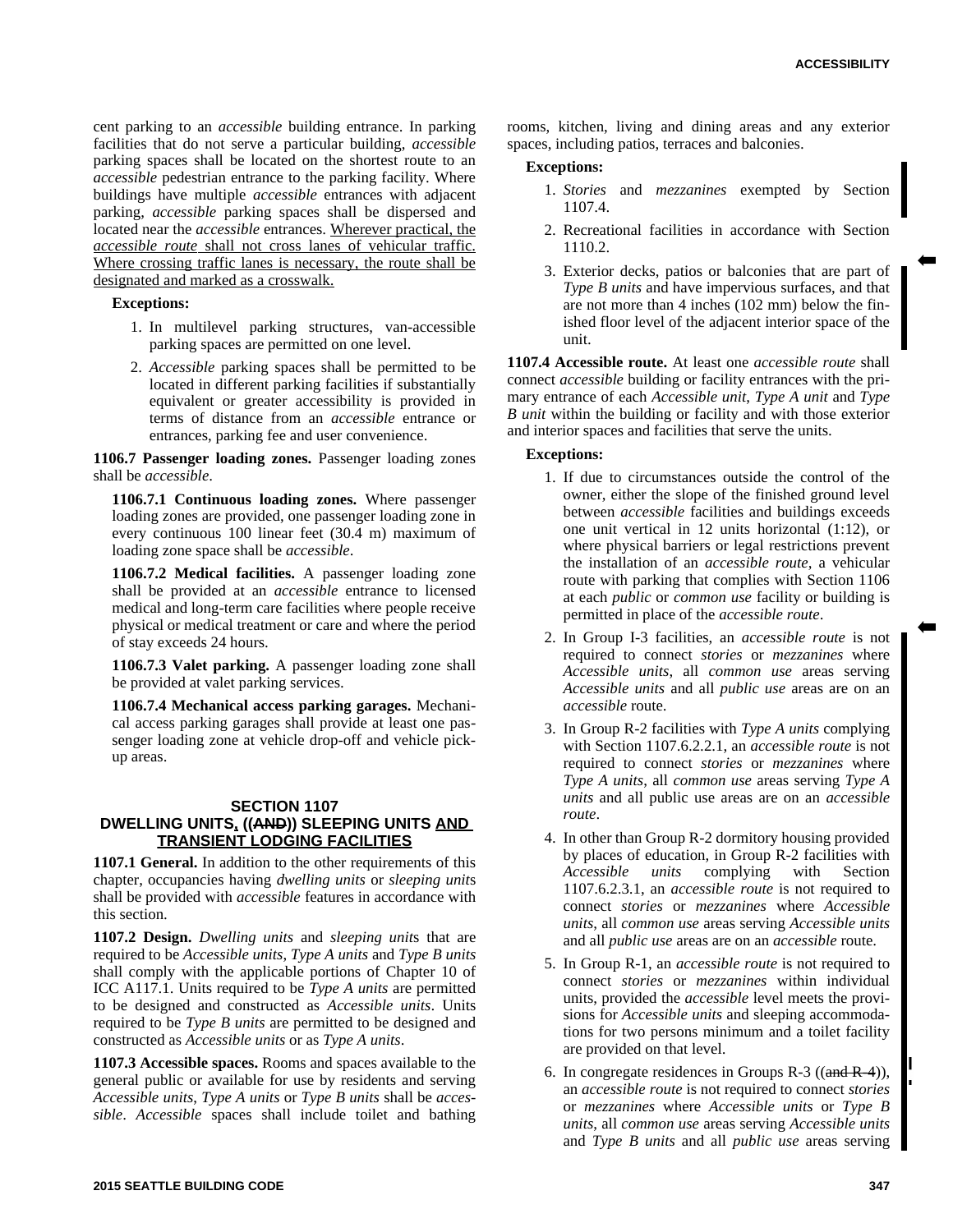cent parking to an *accessible* building entrance. In parking facilities that do not serve a particular building, *accessible* parking spaces shall be located on the shortest route to an *accessible* pedestrian entrance to the parking facility. Where buildings have multiple *accessible* entrances with adjacent parking, *accessible* parking spaces shall be dispersed and located near the *accessible* entrances. <u>Wherever practical, the *accessible route* shall not cross lanes of vehicular traffic. Where crossing traffic lanes is necessary, the route shall be designated and marked as a crosswalk.</u>

**Exceptions:**

1. In multilevel parking structures, van-accessible parking spaces are permitted on one level.
2. *Accessible* parking spaces shall be permitted to be located in different parking facilities if substantially equivalent or greater accessibility is provided in terms of distance from an *accessible* entrance or entrances, parking fee and user convenience.

**1106.7 Passenger loading zones.** Passenger loading zones shall be *accessible*.

**1106.7.1 Continuous loading zones.** Where passenger loading zones are provided, one passenger loading zone in every continuous 100 linear feet (30.4 m) maximum of loading zone space shall be *accessible*.

**1106.7.2 Medical facilities.** A passenger loading zone shall be provided at an *accessible* entrance to licensed medical and long-term care facilities where people receive physical or medical treatment or care and where the period of stay exceeds 24 hours.

**1106.7.3 Valet parking.** A passenger loading zone shall be provided at valet parking services.

**1106.7.4 Mechanical access parking garages.** Mechanical access parking garages shall provide at least one passenger loading zone at vehicle drop-off and vehicle pick-up areas.

## SECTION 1107
## DWELLING UNITS<u>,</u> ((~~AND~~)) SLEEPING UNITS <u>AND TRANSIENT LODGING FACILITIES</u>

**1107.1 General.** In addition to the other requirements of this chapter, occupancies having *dwelling units* or *sleeping units* shall be provided with *accessible* features in accordance with this section.

**1107.2 Design.** *Dwelling units* and *sleeping units* that are required to be *Accessible units*, *Type A units* and *Type B units* shall comply with the applicable portions of Chapter 10 of ICC A117.1. Units required to be *Type A units* are permitted to be designed and constructed as *Accessible units*. Units required to be *Type B units* are permitted to be designed and constructed as *Accessible units* or as *Type A units*.

**1107.3 Accessible spaces.** Rooms and spaces available to the general public or available for use by residents and serving *Accessible units*, *Type A units* or *Type B units* shall be *accessible*. *Accessible* spaces shall include toilet and bathing rooms, kitchen, living and dining areas and any exterior spaces, including patios, terraces and balconies.

**Exceptions:**

1. *Stories* and *mezzanines* exempted by Section 1107.4.
2. Recreational facilities in accordance with Section 1110.2.
3. Exterior decks, patios or balconies that are part of *Type B units* and have impervious surfaces, and that are not more than 4 inches (102 mm) below the finished floor level of the adjacent interior space of the unit.

**1107.4 Accessible route.** At least one *accessible route* shall connect *accessible* building or facility entrances with the primary entrance of each *Accessible unit*, *Type A unit* and *Type B unit* within the building or facility and with those exterior and interior spaces and facilities that serve the units.

**Exceptions:**

1. If due to circumstances outside the control of the owner, either the slope of the finished ground level between *accessible* facilities and buildings exceeds one unit vertical in 12 units horizontal (1:12), or where physical barriers or legal restrictions prevent the installation of an *accessible route*, a vehicular route with parking that complies with Section 1106 at each *public* or *common use* facility or building is permitted in place of the *accessible route*.
2. In Group I-3 facilities, an *accessible route* is not required to connect *stories* or *mezzanines* where *Accessible units*, all *common use* areas serving *Accessible units* and all *public use* areas are on an *accessible* route.
3. In Group R-2 facilities with *Type A units* complying with Section 1107.6.2.2.1, an *accessible route* is not required to connect *stories* or *mezzanines* where *Type A units*, all *common use* areas serving *Type A units* and all public use areas are on an *accessible route*.
4. In other than Group R-2 dormitory housing provided by places of education, in Group R-2 facilities with *Accessible units* complying with Section 1107.6.2.3.1, an *accessible route* is not required to connect *stories* or *mezzanines* where *Accessible units*, all *common use* areas serving *Accessible units* and all *public use* areas are on an *accessible* route.
5. In Group R-1, an *accessible route* is not required to connect *stories* or *mezzanines* within individual units, provided the *accessible* level meets the provisions for *Accessible units* and sleeping accommodations for two persons minimum and a toilet facility are provided on that level.
6. In congregate residences in Groups R-3 ((~~and R-4~~)), an *accessible route* is not required to connect *stories* or *mezzanines* where *Accessible units* or *Type B units*, all *common use* areas serving *Accessible units* and *Type B units* and all *public use* areas serving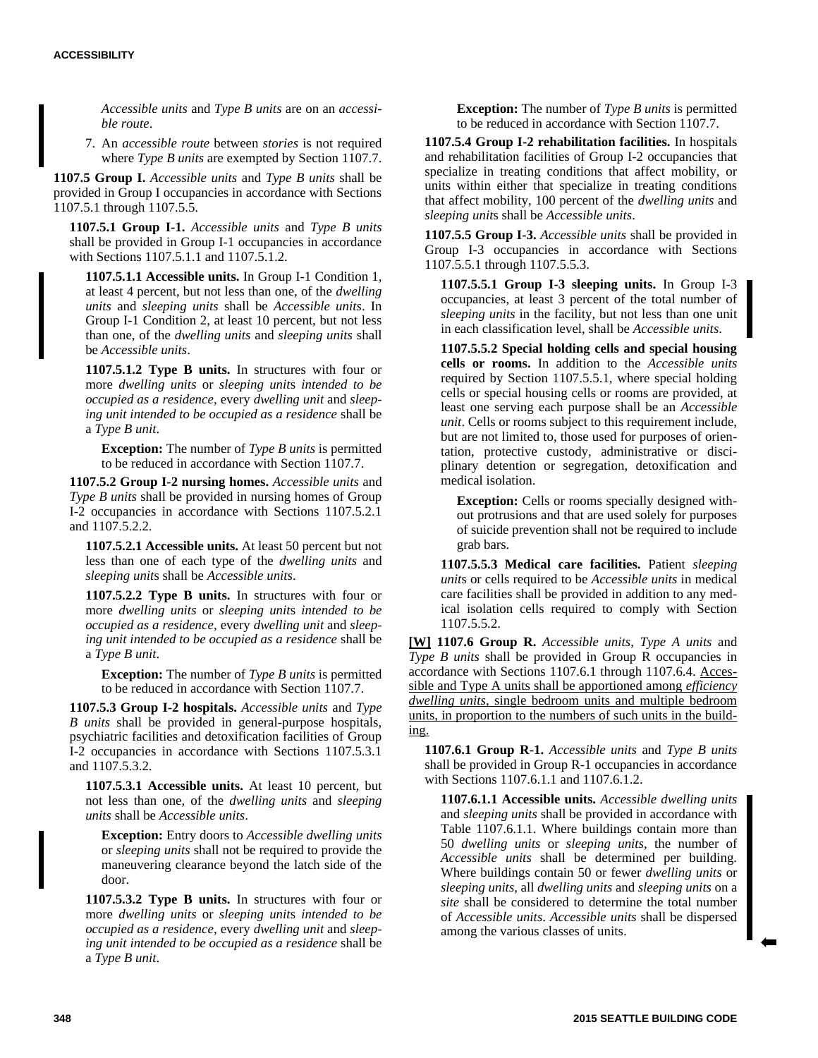*Accessible units* and *Type B units* are on an *accessible route*.

7. An *accessible route* between *stories* is not required where *Type B units* are exempted by Section 1107.7.

**1107.5 Group I.** *Accessible units* and *Type B units* shall be provided in Group I occupancies in accordance with Sections 1107.5.1 through 1107.5.5.

**1107.5.1 Group I-1.** *Accessible units* and *Type B units* shall be provided in Group I-1 occupancies in accordance with Sections 1107.5.1.1 and 1107.5.1.2.

**1107.5.1.1 Accessible units.** In Group I-1 Condition 1, at least 4 percent, but not less than one, of the *dwelling units* and *sleeping units* shall be *Accessible units*. In Group I-1 Condition 2, at least 10 percent, but not less than one, of the *dwelling units* and *sleeping units* shall be *Accessible units*.

**1107.5.1.2 Type B units.** In structures with four or more *dwelling units* or *sleeping units intended to be occupied as a residence*, every *dwelling unit* and *sleeping unit intended to be occupied as a residence* shall be a *Type B unit*.

**Exception:** The number of *Type B units* is permitted to be reduced in accordance with Section 1107.7.

**1107.5.2 Group I-2 nursing homes.** *Accessible units* and *Type B units* shall be provided in nursing homes of Group I-2 occupancies in accordance with Sections 1107.5.2.1 and 1107.5.2.2.

**1107.5.2.1 Accessible units.** At least 50 percent but not less than one of each type of the *dwelling units* and *sleeping units* shall be *Accessible units*.

**1107.5.2.2 Type B units.** In structures with four or more *dwelling units* or *sleeping units intended to be occupied as a residence*, every *dwelling unit* and *sleeping unit intended to be occupied as a residence* shall be a *Type B unit*.

**Exception:** The number of *Type B units* is permitted to be reduced in accordance with Section 1107.7.

**1107.5.3 Group I-2 hospitals.** *Accessible units* and *Type B units* shall be provided in general-purpose hospitals, psychiatric facilities and detoxification facilities of Group I-2 occupancies in accordance with Sections 1107.5.3.1 and 1107.5.3.2.

**1107.5.3.1 Accessible units.** At least 10 percent, but not less than one, of the *dwelling units* and *sleeping units* shall be *Accessible units*.

**Exception:** Entry doors to *Accessible dwelling units* or *sleeping units* shall not be required to provide the maneuvering clearance beyond the latch side of the door.

**1107.5.3.2 Type B units.** In structures with four or more *dwelling units* or *sleeping units intended to be occupied as a residence*, every *dwelling unit* and *sleeping unit intended to be occupied as a residence* shall be a *Type B unit*.

**Exception:** The number of *Type B units* is permitted to be reduced in accordance with Section 1107.7.

**1107.5.4 Group I-2 rehabilitation facilities.** In hospitals and rehabilitation facilities of Group I-2 occupancies that specialize in treating conditions that affect mobility, or units within either that specialize in treating conditions that affect mobility, 100 percent of the *dwelling units* and *sleeping units* shall be *Accessible units*.

**1107.5.5 Group I-3.** *Accessible units* shall be provided in Group I-3 occupancies in accordance with Sections 1107.5.5.1 through 1107.5.5.3.

**1107.5.5.1 Group I-3 sleeping units.** In Group I-3 occupancies, at least 3 percent of the total number of *sleeping units* in the facility, but not less than one unit in each classification level, shall be *Accessible units*.

**1107.5.5.2 Special holding cells and special housing cells or rooms.** In addition to the *Accessible units* required by Section 1107.5.5.1, where special holding cells or special housing cells or rooms are provided, at least one serving each purpose shall be an *Accessible unit*. Cells or rooms subject to this requirement include, but are not limited to, those used for purposes of orientation, protective custody, administrative or disciplinary detention or segregation, detoxification and medical isolation.

**Exception:** Cells or rooms specially designed without protrusions and that are used solely for purposes of suicide prevention shall not be required to include grab bars.

**1107.5.5.3 Medical care facilities.** Patient *sleeping units* or cells required to be *Accessible units* in medical care facilities shall be provided in addition to any medical isolation cells required to comply with Section 1107.5.5.2.

**[W] 1107.6 Group R.** *Accessible units, Type A units* and *Type B units* shall be provided in Group R occupancies in accordance with Sections 1107.6.1 through 1107.6.4. Accessible and Type A units shall be apportioned among *efficiency dwelling units*, single bedroom units and multiple bedroom units, in proportion to the numbers of such units in the building.

**1107.6.1 Group R-1.** *Accessible units* and *Type B units* shall be provided in Group R-1 occupancies in accordance with Sections 1107.6.1.1 and 1107.6.1.2.

**1107.6.1.1 Accessible units.** *Accessible dwelling units* and *sleeping units* shall be provided in accordance with Table 1107.6.1.1. Where buildings contain more than 50 *dwelling units* or *sleeping units*, the number of *Accessible units* shall be determined per building. Where buildings contain 50 or fewer *dwelling units* or *sleeping units*, all *dwelling units* and *sleeping units* on a *site* shall be considered to determine the total number of *Accessible units*. *Accessible units* shall be dispersed among the various classes of units.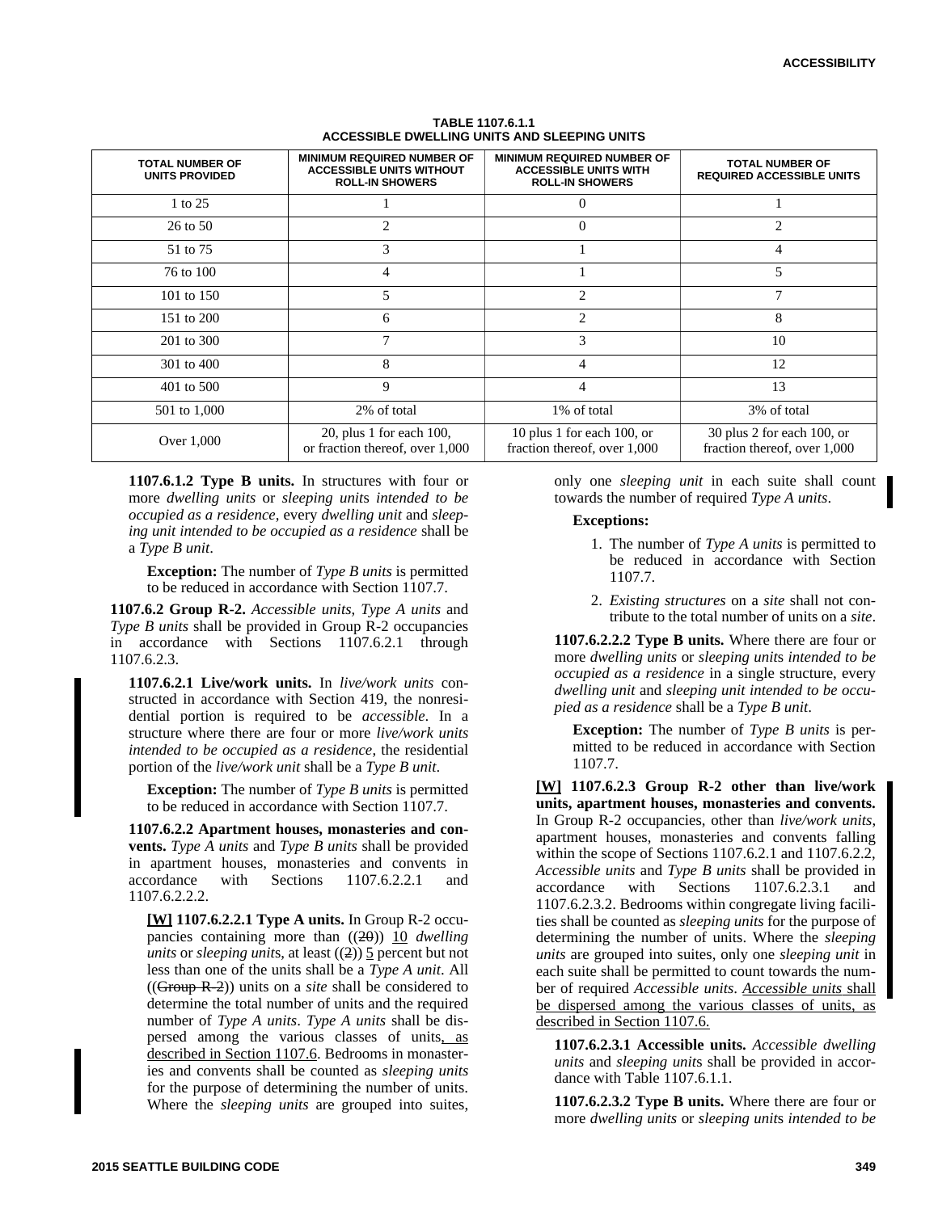**TABLE 1107.6.1.1**
**ACCESSIBLE DWELLING UNITS AND SLEEPING UNITS**

| TOTAL NUMBER OF UNITS PROVIDED | MINIMUM REQUIRED NUMBER OF ACCESSIBLE UNITS WITHOUT ROLL-IN SHOWERS | MINIMUM REQUIRED NUMBER OF ACCESSIBLE UNITS WITH ROLL-IN SHOWERS | TOTAL NUMBER OF REQUIRED ACCESSIBLE UNITS |
|---|---|---|---|
| 1 to 25 | 1 | 0 | 1 |
| 26 to 50 | 2 | 0 | 2 |
| 51 to 75 | 3 | 1 | 4 |
| 76 to 100 | 4 | 1 | 5 |
| 101 to 150 | 5 | 2 | 7 |
| 151 to 200 | 6 | 2 | 8 |
| 201 to 300 | 7 | 3 | 10 |
| 301 to 400 | 8 | 4 | 12 |
| 401 to 500 | 9 | 4 | 13 |
| 501 to 1,000 | 2% of total | 1% of total | 3% of total |
| Over 1,000 | 20, plus 1 for each 100, or fraction thereof, over 1,000 | 10 plus 1 for each 100, or fraction thereof, over 1,000 | 30 plus 2 for each 100, or fraction thereof, over 1,000 |

**1107.6.1.2 Type B units.** In structures with four or more *dwelling units* or *sleeping units intended to be occupied as a residence*, every *dwelling unit* and *sleeping unit intended to be occupied as a residence* shall be a *Type B unit*.

**Exception:** The number of *Type B units* is permitted to be reduced in accordance with Section 1107.7.

**1107.6.2 Group R-2.** *Accessible units*, *Type A units* and *Type B units* shall be provided in Group R-2 occupancies in accordance with Sections 1107.6.2.1 through 1107.6.2.3.

**1107.6.2.1 Live/work units.** In *live/work units* constructed in accordance with Section 419, the nonresidential portion is required to be *accessible*. In a structure where there are four or more *live/work units intended to be occupied as a residence*, the residential portion of the *live/work unit* shall be a *Type B unit*.

**Exception:** The number of *Type B units* is permitted to be reduced in accordance with Section 1107.7.

**1107.6.2.2 Apartment houses, monasteries and convents.** *Type A units* and *Type B units* shall be provided in apartment houses, monasteries and convents in accordance with Sections 1107.6.2.2.1 and 1107.6.2.2.2.

**[W] 1107.6.2.2.1 Type A units.** In Group R-2 occupancies containing more than ((~~20~~)) 10 *dwelling units* or *sleeping units*, at least ((~~2~~)) 5 percent but not less than one of the units shall be a *Type A unit*. All ((~~Group R-2~~)) units on a *site* shall be considered to determine the total number of units and the required number of *Type A units*. *Type A units* shall be dispersed among the various classes of units, as described in Section 1107.6. Bedrooms in monasteries and convents shall be counted as *sleeping units* for the purpose of determining the number of units. Where the *sleeping units* are grouped into suites, only one *sleeping unit* in each suite shall count towards the number of required *Type A units*.

**Exceptions:**

1. The number of *Type A units* is permitted to be reduced in accordance with Section 1107.7.
2. *Existing structures* on a *site* shall not contribute to the total number of units on a *site*.

**1107.6.2.2.2 Type B units.** Where there are four or more *dwelling units* or *sleeping units intended to be occupied as a residence* in a single structure, every *dwelling unit* and *sleeping unit intended to be occupied as a residence* shall be a *Type B unit*.

**Exception:** The number of *Type B units* is permitted to be reduced in accordance with Section 1107.7.

**[W] 1107.6.2.3 Group R-2 other than live/work units, apartment houses, monasteries and convents.** In Group R-2 occupancies, other than *live/work units*, apartment houses, monasteries and convents falling within the scope of Sections 1107.6.2.1 and 1107.6.2.2, *Accessible units* and *Type B units* shall be provided in accordance with Sections 1107.6.2.3.1 and 1107.6.2.3.2. Bedrooms within congregate living facilities shall be counted as *sleeping units* for the purpose of determining the number of units. Where the *sleeping units* are grouped into suites, only one *sleeping unit* in each suite shall be permitted to count towards the number of required *Accessible units*. Accessible units shall be dispersed among the various classes of units, as described in Section 1107.6.

**1107.6.2.3.1 Accessible units.** *Accessible dwelling units* and *sleeping units* shall be provided in accordance with Table 1107.6.1.1.

**1107.6.2.3.2 Type B units.** Where there are four or more *dwelling units* or *sleeping units intended to be*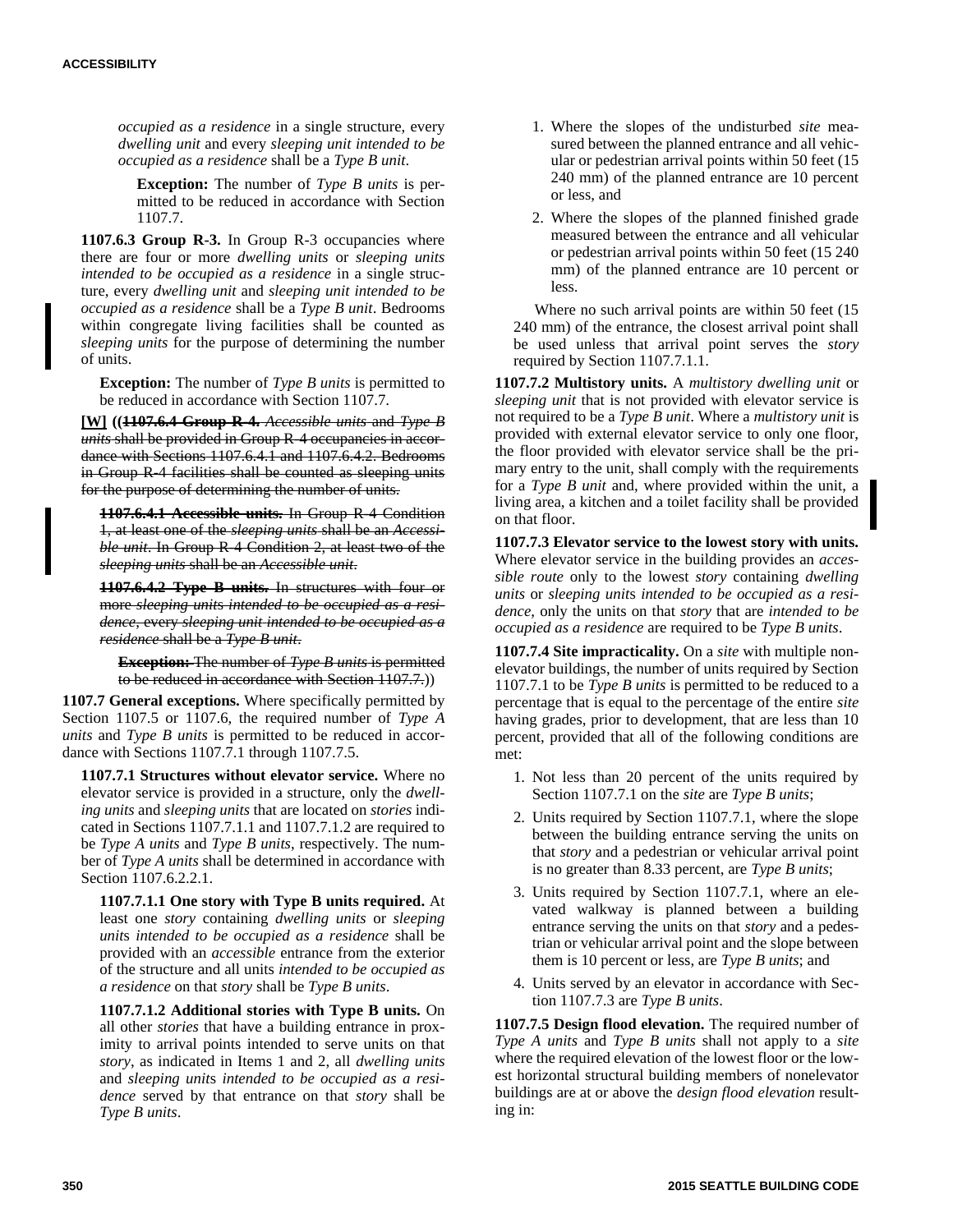*occupied as a residence* in a single structure, every *dwelling unit* and every *sleeping unit intended to be occupied as a residence* shall be a *Type B unit*.

**Exception:** The number of *Type B units* is permitted to be reduced in accordance with Section 1107.7.

**1107.6.3 Group R-3.** In Group R-3 occupancies where there are four or more *dwelling units* or *sleeping units intended to be occupied as a residence* in a single structure, every *dwelling unit* and *sleeping unit intended to be occupied as a residence* shall be a *Type B unit*. Bedrooms within congregate living facilities shall be counted as *sleeping units* for the purpose of determining the number of units.

**Exception:** The number of *Type B units* is permitted to be reduced in accordance with Section 1107.7.

**[W]** ((~~**1107.6.4 Group R-4.**~~ ~~*Accessible units* and *Type B units* shall be provided in Group R-4 occupancies in accordance with Sections 1107.6.4.1 and 1107.6.4.2. Bedrooms in Group R-4 facilities shall be counted as sleeping units for the purpose of determining the number of units.~~

~~**1107.6.4.1 Accessible units.** In Group R-4 Condition 1, at least one of the *sleeping units* shall be an *Accessible unit*. In Group R-4 Condition 2, at least two of the *sleeping units* shall be an *Accessible unit*.~~

~~**1107.6.4.2 Type B units.** In structures with four or more *sleeping units intended to be occupied as a residence*, every *sleeping unit intended to be occupied as a residence* shall be a *Type B unit*.~~

~~**Exception:** The number of *Type B units* is permitted to be reduced in accordance with Section 1107.7.~~))

**1107.7 General exceptions.** Where specifically permitted by Section 1107.5 or 1107.6, the required number of *Type A units* and *Type B units* is permitted to be reduced in accordance with Sections 1107.7.1 through 1107.7.5.

**1107.7.1 Structures without elevator service.** Where no elevator service is provided in a structure, only the *dwelling units* and *sleeping units* that are located on *stories* indicated in Sections 1107.7.1.1 and 1107.7.1.2 are required to be *Type A units* and *Type B units*, respectively. The number of *Type A units* shall be determined in accordance with Section 1107.6.2.2.1.

**1107.7.1.1 One story with Type B units required.** At least one *story* containing *dwelling units* or *sleeping units intended to be occupied as a residence* shall be provided with an *accessible* entrance from the exterior of the structure and all units *intended to be occupied as a residence* on that *story* shall be *Type B units*.

**1107.7.1.2 Additional stories with Type B units.** On all other *stories* that have a building entrance in proximity to arrival points intended to serve units on that *story*, as indicated in Items 1 and 2, all *dwelling units* and *sleeping units intended to be occupied as a residence* served by that entrance on that *story* shall be *Type B units*.

1. Where the slopes of the undisturbed *site* measured between the planned entrance and all vehicular or pedestrian arrival points within 50 feet (15 240 mm) of the planned entrance are 10 percent or less, and
2. Where the slopes of the planned finished grade measured between the entrance and all vehicular or pedestrian arrival points within 50 feet (15 240 mm) of the planned entrance are 10 percent or less.

Where no such arrival points are within 50 feet (15 240 mm) of the entrance, the closest arrival point shall be used unless that arrival point serves the *story* required by Section 1107.7.1.1.

**1107.7.2 Multistory units.** A *multistory dwelling unit* or *sleeping unit* that is not provided with elevator service is not required to be a *Type B unit*. Where a *multistory unit* is provided with external elevator service to only one floor, the floor provided with elevator service shall be the primary entry to the unit, shall comply with the requirements for a *Type B unit* and, where provided within the unit, a living area, a kitchen and a toilet facility shall be provided on that floor.

**1107.7.3 Elevator service to the lowest story with units.** Where elevator service in the building provides an *accessible route* only to the lowest *story* containing *dwelling units* or *sleeping units intended to be occupied as a residence*, only the units on that *story* that are *intended to be occupied as a residence* are required to be *Type B units*.

**1107.7.4 Site impracticality.** On a *site* with multiple nonelevator buildings, the number of units required by Section 1107.7.1 to be *Type B units* is permitted to be reduced to a percentage that is equal to the percentage of the entire *site* having grades, prior to development, that are less than 10 percent, provided that all of the following conditions are met:

1. Not less than 20 percent of the units required by Section 1107.7.1 on the *site* are *Type B units*;
2. Units required by Section 1107.7.1, where the slope between the building entrance serving the units on that *story* and a pedestrian or vehicular arrival point is no greater than 8.33 percent, are *Type B units*;
3. Units required by Section 1107.7.1, where an elevated walkway is planned between a building entrance serving the units on that *story* and a pedestrian or vehicular arrival point and the slope between them is 10 percent or less, are *Type B units*; and
4. Units served by an elevator in accordance with Section 1107.7.3 are *Type B units*.

**1107.7.5 Design flood elevation.** The required number of *Type A units* and *Type B units* shall not apply to a *site* where the required elevation of the lowest floor or the lowest horizontal structural building members of nonelevator buildings are at or above the *design flood elevation* resulting in: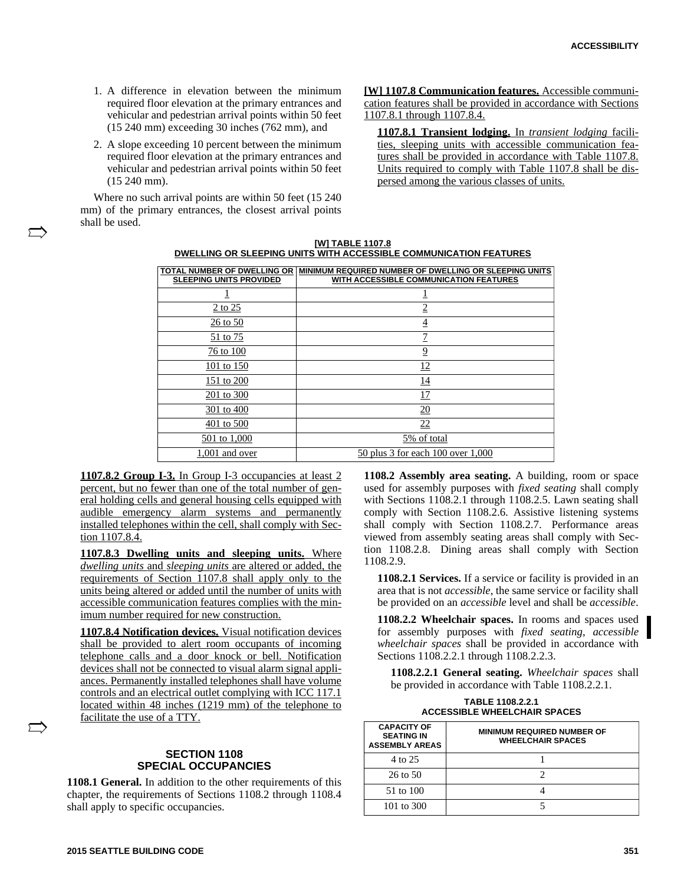1. A difference in elevation between the minimum required floor elevation at the primary entrances and vehicular and pedestrian arrival points within 50 feet (15 240 mm) exceeding 30 inches (762 mm), and
2. A slope exceeding 10 percent between the minimum required floor elevation at the primary entrances and vehicular and pedestrian arrival points within 50 feet (15 240 mm).

Where no such arrival points are within 50 feet (15 240 mm) of the primary entrances, the closest arrival points shall be used.

**[W] 1107.8 Communication features.** Accessible communication features shall be provided in accordance with Sections 1107.8.1 through 1107.8.4.

**1107.8.1 Transient lodging.** In *transient lodging* facilities, sleeping units with accessible communication features shall be provided in accordance with Table 1107.8. Units required to comply with Table 1107.8 shall be dispersed among the various classes of units.

**[W] TABLE 1107.8**
**DWELLING OR SLEEPING UNITS WITH ACCESSIBLE COMMUNICATION FEATURES**

| TOTAL NUMBER OF DWELLING OR SLEEPING UNITS PROVIDED | MINIMUM REQUIRED NUMBER OF DWELLING OR SLEEPING UNITS WITH ACCESSIBLE COMMUNICATION FEATURES |
|---|---|
| 1 | 1 |
| 2 to 25 | 2 |
| 26 to 50 | 4 |
| 51 to 75 | 7 |
| 76 to 100 | 9 |
| 101 to 150 | 12 |
| 151 to 200 | 14 |
| 201 to 300 | 17 |
| 301 to 400 | 20 |
| 401 to 500 | 22 |
| 501 to 1,000 | 5% of total |
| 1,001 and over | 50 plus 3 for each 100 over 1,000 |

**1107.8.2 Group I-3.** In Group I-3 occupancies at least 2 percent, but no fewer than one of the total number of general holding cells and general housing cells equipped with audible emergency alarm systems and permanently installed telephones within the cell, shall comply with Section 1107.8.4.

**1107.8.3 Dwelling units and sleeping units.** Where *dwelling units* and *sleeping units* are altered or added, the requirements of Section 1107.8 shall apply only to the units being altered or added until the number of units with accessible communication features complies with the minimum number required for new construction.

**1107.8.4 Notification devices.** Visual notification devices shall be provided to alert room occupants of incoming telephone calls and a door knock or bell. Notification devices shall not be connected to visual alarm signal appliances. Permanently installed telephones shall have volume controls and an electrical outlet complying with ICC 117.1 located within 48 inches (1219 mm) of the telephone to facilitate the use of a TTY.

## SECTION 1108
## SPECIAL OCCUPANCIES

**1108.1 General.** In addition to the other requirements of this chapter, the requirements of Sections 1108.2 through 1108.4 shall apply to specific occupancies.

**1108.2 Assembly area seating.** A building, room or space used for assembly purposes with *fixed seating* shall comply with Sections 1108.2.1 through 1108.2.5. Lawn seating shall comply with Section 1108.2.6. Assistive listening systems shall comply with Section 1108.2.7. Performance areas viewed from assembly seating areas shall comply with Section 1108.2.8. Dining areas shall comply with Section 1108.2.9.

**1108.2.1 Services.** If a service or facility is provided in an area that is not *accessible*, the same service or facility shall be provided on an *accessible* level and shall be *accessible*.

**1108.2.2 Wheelchair spaces.** In rooms and spaces used for assembly purposes with *fixed seating*, *accessible wheelchair spaces* shall be provided in accordance with Sections 1108.2.2.1 through 1108.2.2.3.

**1108.2.2.1 General seating.** *Wheelchair spaces* shall be provided in accordance with Table 1108.2.2.1.

**TABLE 1108.2.2.1**
**ACCESSIBLE WHEELCHAIR SPACES**

| CAPACITY OF SEATING IN ASSEMBLY AREAS | MINIMUM REQUIRED NUMBER OF WHEELCHAIR SPACES |
|---|---|
| 4 to 25 | 1 |
| 26 to 50 | 2 |
| 51 to 100 | 4 |
| 101 to 300 | 5 |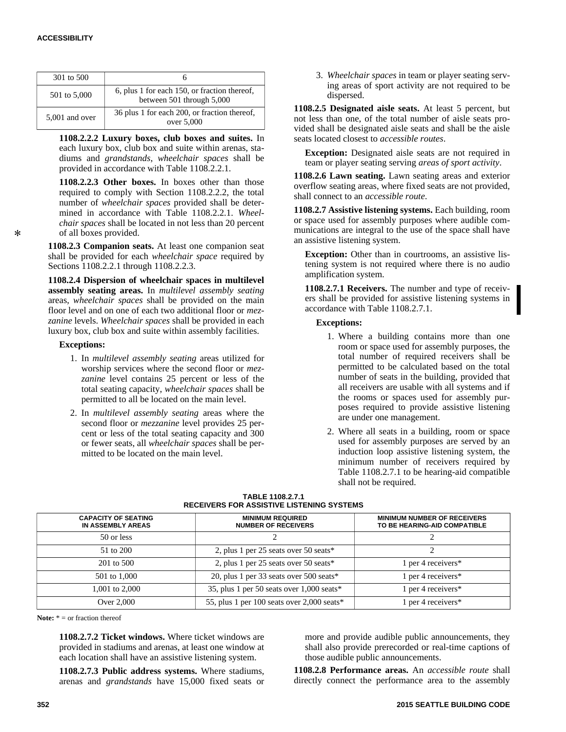| | |
|---|---|
| 301 to 500 | 6 |
| 501 to 5,000 | 6, plus 1 for each 150, or fraction thereof, between 501 through 5,000 |
| 5,001 and over | 36 plus 1 for each 200, or fraction thereof, over 5,000 |

**1108.2.2.2 Luxury boxes, club boxes and suites.** In each luxury box, club box and suite within arenas, stadiums and *grandstands*, *wheelchair spaces* shall be provided in accordance with Table 1108.2.2.1.

**1108.2.2.3 Other boxes.** In boxes other than those required to comply with Section 1108.2.2.2, the total number of *wheelchair spaces* provided shall be determined in accordance with Table 1108.2.2.1. *Wheelchair spaces* shall be located in not less than 20 percent of all boxes provided.

**1108.2.3 Companion seats.** At least one companion seat shall be provided for each *wheelchair space* required by Sections 1108.2.2.1 through 1108.2.2.3.

**1108.2.4 Dispersion of wheelchair spaces in multilevel assembly seating areas.** In *multilevel assembly seating* areas, *wheelchair spaces* shall be provided on the main floor level and on one of each two additional floor or *mezzanine* levels. *Wheelchair spaces* shall be provided in each luxury box, club box and suite within assembly facilities.

**Exceptions:**

1. In *multilevel assembly seating* areas utilized for worship services where the second floor or *mezzanine* level contains 25 percent or less of the total seating capacity, *wheelchair spaces* shall be permitted to all be located on the main level.
2. In *multilevel assembly seating* areas where the second floor or *mezzanine* level provides 25 percent or less of the total seating capacity and 300 or fewer seats, all *wheelchair spaces* shall be permitted to be located on the main level.
3. *Wheelchair spaces* in team or player seating serving areas of sport activity are not required to be dispersed.

**1108.2.5 Designated aisle seats.** At least 5 percent, but not less than one, of the total number of aisle seats provided shall be designated aisle seats and shall be the aisle seats located closest to *accessible routes*.

**Exception:** Designated aisle seats are not required in team or player seating serving *areas of sport activity*.

**1108.2.6 Lawn seating.** Lawn seating areas and exterior overflow seating areas, where fixed seats are not provided, shall connect to an *accessible route*.

**1108.2.7 Assistive listening systems.** Each building, room or space used for assembly purposes where audible communications are integral to the use of the space shall have an assistive listening system.

**Exception:** Other than in courtrooms, an assistive listening system is not required where there is no audio amplification system.

**1108.2.7.1 Receivers.** The number and type of receivers shall be provided for assistive listening systems in accordance with Table 1108.2.7.1.

**Exceptions:**

1. Where a building contains more than one room or space used for assembly purposes, the total number of required receivers shall be permitted to be calculated based on the total number of seats in the building, provided that all receivers are usable with all systems and if the rooms or spaces used for assembly purposes required to provide assistive listening are under one management.
2. Where all seats in a building, room or space used for assembly purposes are served by an induction loop assistive listening system, the minimum number of receivers required by Table 1108.2.7.1 to be hearing-aid compatible shall not be required.

**TABLE 1108.2.7.1**
**RECEIVERS FOR ASSISTIVE LISTENING SYSTEMS**

| CAPACITY OF SEATING IN ASSEMBLY AREAS | MINIMUM REQUIRED NUMBER OF RECEIVERS | MINIMUM NUMBER OF RECEIVERS TO BE HEARING-AID COMPATIBLE |
|---|---|---|
| 50 or less | 2 | 2 |
| 51 to 200 | 2, plus 1 per 25 seats over 50 seats* | 2 |
| 201 to 500 | 2, plus 1 per 25 seats over 50 seats* | 1 per 4 receivers* |
| 501 to 1,000 | 20, plus 1 per 33 seats over 500 seats* | 1 per 4 receivers* |
| 1,001 to 2,000 | 35, plus 1 per 50 seats over 1,000 seats* | 1 per 4 receivers* |
| Over 2,000 | 55, plus 1 per 100 seats over 2,000 seats* | 1 per 4 receivers* |

**Note:** * = or fraction thereof

**1108.2.7.2 Ticket windows.** Where ticket windows are provided in stadiums and arenas, at least one window at each location shall have an assistive listening system.

**1108.2.7.3 Public address systems.** Where stadiums, arenas and *grandstands* have 15,000 fixed seats or more and provide audible public announcements, they shall also provide prerecorded or real-time captions of those audible public announcements.

**1108.2.8 Performance areas.** An *accessible route* shall directly connect the performance area to the assembly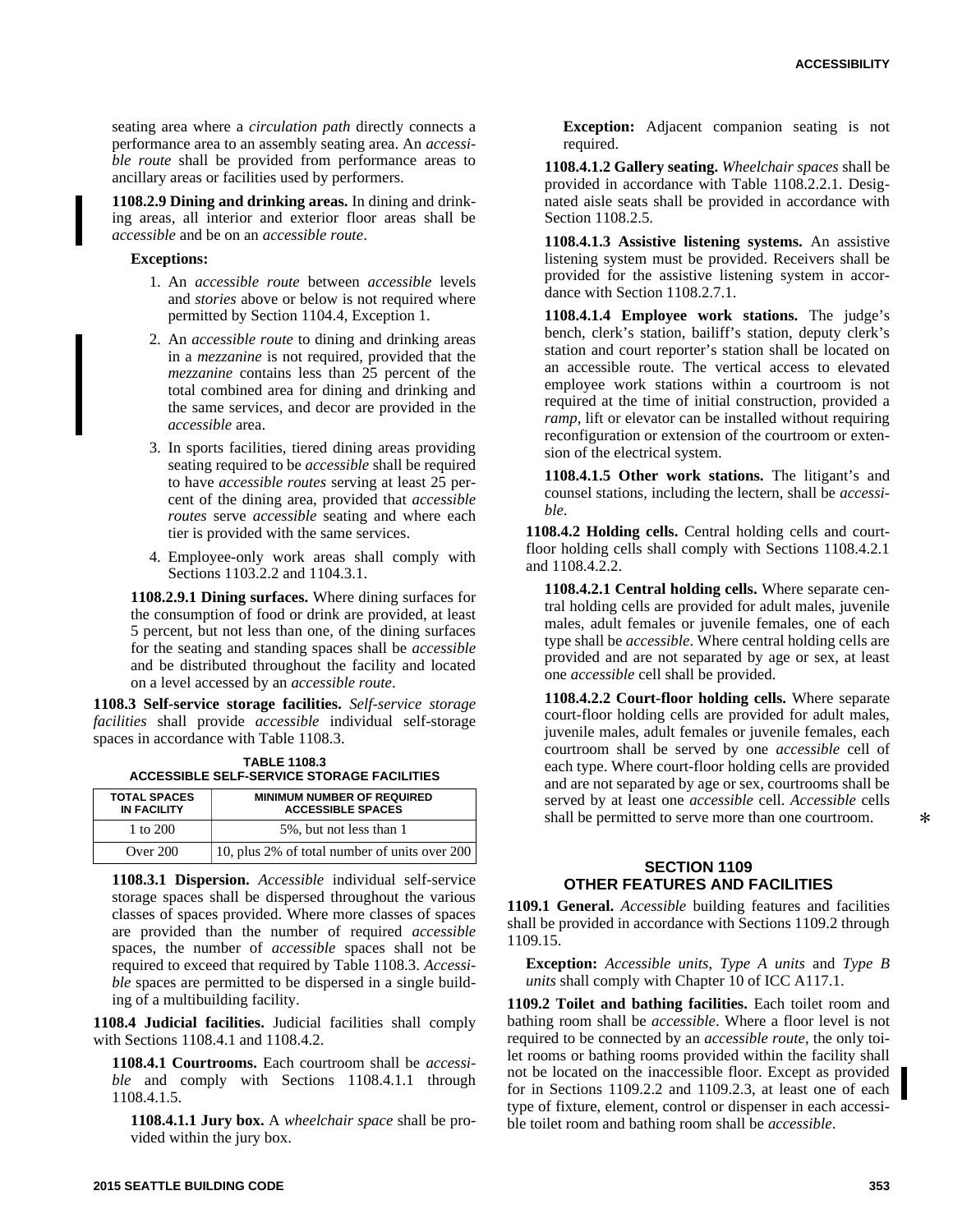seating area where a *circulation path* directly connects a performance area to an assembly seating area. An *accessible route* shall be provided from performance areas to ancillary areas or facilities used by performers.

**1108.2.9 Dining and drinking areas.** In dining and drinking areas, all interior and exterior floor areas shall be *accessible* and be on an *accessible route*.

**Exceptions:**

1. An *accessible route* between *accessible* levels and *stories* above or below is not required where permitted by Section 1104.4, Exception 1.
2. An *accessible route* to dining and drinking areas in a *mezzanine* is not required, provided that the *mezzanine* contains less than 25 percent of the total combined area for dining and drinking and the same services, and decor are provided in the *accessible* area.
3. In sports facilities, tiered dining areas providing seating required to be *accessible* shall be required to have *accessible routes* serving at least 25 percent of the dining area, provided that *accessible routes* serve *accessible* seating and where each tier is provided with the same services.
4. Employee-only work areas shall comply with Sections 1103.2.2 and 1104.3.1.

**1108.2.9.1 Dining surfaces.** Where dining surfaces for the consumption of food or drink are provided, at least 5 percent, but not less than one, of the dining surfaces for the seating and standing spaces shall be *accessible* and be distributed throughout the facility and located on a level accessed by an *accessible route*.

**1108.3 Self-service storage facilities.** *Self-service storage facilities* shall provide *accessible* individual self-storage spaces in accordance with Table 1108.3.

**TABLE 1108.3**
**ACCESSIBLE SELF-SERVICE STORAGE FACILITIES**

| TOTAL SPACES IN FACILITY | MINIMUM NUMBER OF REQUIRED ACCESSIBLE SPACES |
|---|---|
| 1 to 200 | 5%, but not less than 1 |
| Over 200 | 10, plus 2% of total number of units over 200 |

**1108.3.1 Dispersion.** *Accessible* individual self-service storage spaces shall be dispersed throughout the various classes of spaces provided. Where more classes of spaces are provided than the number of required *accessible* spaces, the number of *accessible* spaces shall not be required to exceed that required by Table 1108.3. *Accessible* spaces are permitted to be dispersed in a single building of a multibuilding facility.

**1108.4 Judicial facilities.** Judicial facilities shall comply with Sections 1108.4.1 and 1108.4.2.

**1108.4.1 Courtrooms.** Each courtroom shall be *accessible* and comply with Sections 1108.4.1.1 through 1108.4.1.5.

**1108.4.1.1 Jury box.** A *wheelchair space* shall be provided within the jury box.

**Exception:** Adjacent companion seating is not required.

**1108.4.1.2 Gallery seating.** *Wheelchair spaces* shall be provided in accordance with Table 1108.2.2.1. Designated aisle seats shall be provided in accordance with Section 1108.2.5.

**1108.4.1.3 Assistive listening systems.** An assistive listening system must be provided. Receivers shall be provided for the assistive listening system in accordance with Section 1108.2.7.1.

**1108.4.1.4 Employee work stations.** The judge's bench, clerk's station, bailiff's station, deputy clerk's station and court reporter's station shall be located on an accessible route. The vertical access to elevated employee work stations within a courtroom is not required at the time of initial construction, provided a *ramp*, lift or elevator can be installed without requiring reconfiguration or extension of the courtroom or extension of the electrical system.

**1108.4.1.5 Other work stations.** The litigant's and counsel stations, including the lectern, shall be *accessible*.

**1108.4.2 Holding cells.** Central holding cells and court-floor holding cells shall comply with Sections 1108.4.2.1 and 1108.4.2.2.

**1108.4.2.1 Central holding cells.** Where separate central holding cells are provided for adult males, juvenile males, adult females or juvenile females, one of each type shall be *accessible*. Where central holding cells are provided and are not separated by age or sex, at least one *accessible* cell shall be provided.

**1108.4.2.2 Court-floor holding cells.** Where separate court-floor holding cells are provided for adult males, juvenile males, adult females or juvenile females, each courtroom shall be served by one *accessible* cell of each type. Where court-floor holding cells are provided and are not separated by age or sex, courtrooms shall be served by at least one *accessible* cell. *Accessible* cells shall be permitted to serve more than one courtroom.

## SECTION 1109
## OTHER FEATURES AND FACILITIES

**1109.1 General.** *Accessible* building features and facilities shall be provided in accordance with Sections 1109.2 through 1109.15.

**Exception:** *Accessible units*, *Type A units* and *Type B units* shall comply with Chapter 10 of ICC A117.1.

**1109.2 Toilet and bathing facilities.** Each toilet room and bathing room shall be *accessible*. Where a floor level is not required to be connected by an *accessible route*, the only toilet rooms or bathing rooms provided within the facility shall not be located on the inaccessible floor. Except as provided for in Sections 1109.2.2 and 1109.2.3, at least one of each type of fixture, element, control or dispenser in each accessible toilet room and bathing room shall be *accessible*.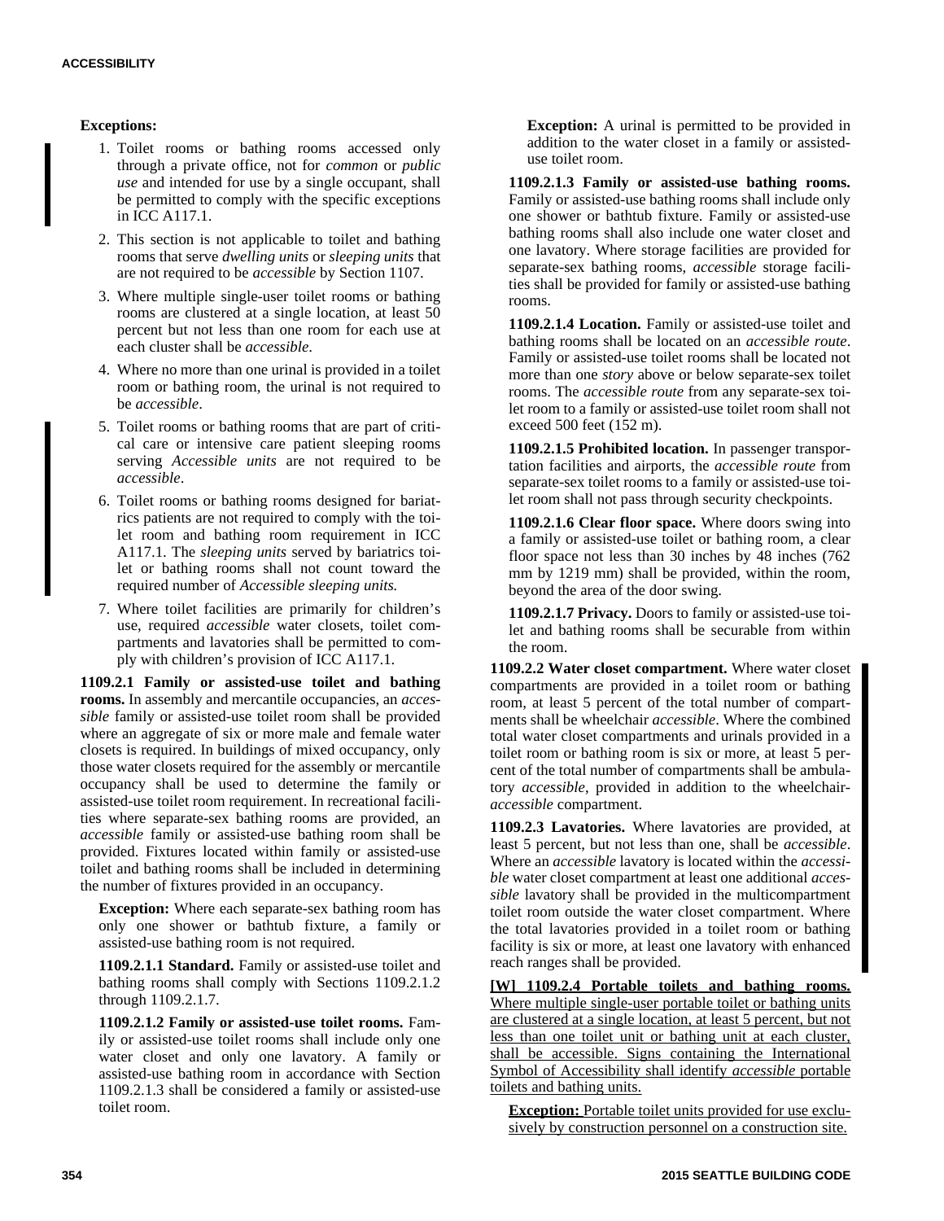**Exceptions:**

1. Toilet rooms or bathing rooms accessed only through a private office, not for *common* or *public use* and intended for use by a single occupant, shall be permitted to comply with the specific exceptions in ICC A117.1.
2. This section is not applicable to toilet and bathing rooms that serve *dwelling units* or *sleeping units* that are not required to be *accessible* by Section 1107.
3. Where multiple single-user toilet rooms or bathing rooms are clustered at a single location, at least 50 percent but not less than one room for each use at each cluster shall be *accessible*.
4. Where no more than one urinal is provided in a toilet room or bathing room, the urinal is not required to be *accessible*.
5. Toilet rooms or bathing rooms that are part of critical care or intensive care patient sleeping rooms serving *Accessible units* are not required to be *accessible*.
6. Toilet rooms or bathing rooms designed for bariatrics patients are not required to comply with the toilet room and bathing room requirement in ICC A117.1. The *sleeping units* served by bariatrics toilet or bathing rooms shall not count toward the required number of *Accessible sleeping units.*
7. Where toilet facilities are primarily for children's use, required *accessible* water closets, toilet compartments and lavatories shall be permitted to comply with children's provision of ICC A117.1.

**1109.2.1 Family or assisted-use toilet and bathing rooms.** In assembly and mercantile occupancies, an *accessible* family or assisted-use toilet room shall be provided where an aggregate of six or more male and female water closets is required. In buildings of mixed occupancy, only those water closets required for the assembly or mercantile occupancy shall be used to determine the family or assisted-use toilet room requirement. In recreational facilities where separate-sex bathing rooms are provided, an *accessible* family or assisted-use bathing room shall be provided. Fixtures located within family or assisted-use toilet and bathing rooms shall be included in determining the number of fixtures provided in an occupancy.

**Exception:** Where each separate-sex bathing room has only one shower or bathtub fixture, a family or assisted-use bathing room is not required.

**1109.2.1.1 Standard.** Family or assisted-use toilet and bathing rooms shall comply with Sections 1109.2.1.2 through 1109.2.1.7.

**1109.2.1.2 Family or assisted-use toilet rooms.** Family or assisted-use toilet rooms shall include only one water closet and only one lavatory. A family or assisted-use bathing room in accordance with Section 1109.2.1.3 shall be considered a family or assisted-use toilet room.

**Exception:** A urinal is permitted to be provided in addition to the water closet in a family or assisted-use toilet room.

**1109.2.1.3 Family or assisted-use bathing rooms.** Family or assisted-use bathing rooms shall include only one shower or bathtub fixture. Family or assisted-use bathing rooms shall also include one water closet and one lavatory. Where storage facilities are provided for separate-sex bathing rooms, *accessible* storage facilities shall be provided for family or assisted-use bathing rooms.

**1109.2.1.4 Location.** Family or assisted-use toilet and bathing rooms shall be located on an *accessible route*. Family or assisted-use toilet rooms shall be located not more than one *story* above or below separate-sex toilet rooms. The *accessible route* from any separate-sex toilet room to a family or assisted-use toilet room shall not exceed 500 feet (152 m).

**1109.2.1.5 Prohibited location.** In passenger transportation facilities and airports, the *accessible route* from separate-sex toilet rooms to a family or assisted-use toilet room shall not pass through security checkpoints.

**1109.2.1.6 Clear floor space.** Where doors swing into a family or assisted-use toilet or bathing room, a clear floor space not less than 30 inches by 48 inches (762 mm by 1219 mm) shall be provided, within the room, beyond the area of the door swing.

**1109.2.1.7 Privacy.** Doors to family or assisted-use toilet and bathing rooms shall be securable from within the room.

**1109.2.2 Water closet compartment.** Where water closet compartments are provided in a toilet room or bathing room, at least 5 percent of the total number of compartments shall be wheelchair *accessible*. Where the combined total water closet compartments and urinals provided in a toilet room or bathing room is six or more, at least 5 percent of the total number of compartments shall be ambulatory *accessible*, provided in addition to the wheelchair-*accessible* compartment.

**1109.2.3 Lavatories.** Where lavatories are provided, at least 5 percent, but not less than one, shall be *accessible*. Where an *accessible* lavatory is located within the *accessible* water closet compartment at least one additional *accessible* lavatory shall be provided in the multicompartment toilet room outside the water closet compartment. Where the total lavatories provided in a toilet room or bathing facility is six or more, at least one lavatory with enhanced reach ranges shall be provided.

**[W] 1109.2.4 Portable toilets and bathing rooms.** Where multiple single-user portable toilet or bathing units are clustered at a single location, at least 5 percent, but not less than one toilet unit or bathing unit at each cluster, shall be accessible. Signs containing the International Symbol of Accessibility shall identify *accessible* portable toilets and bathing units.

**Exception:** Portable toilet units provided for use exclusively by construction personnel on a construction site.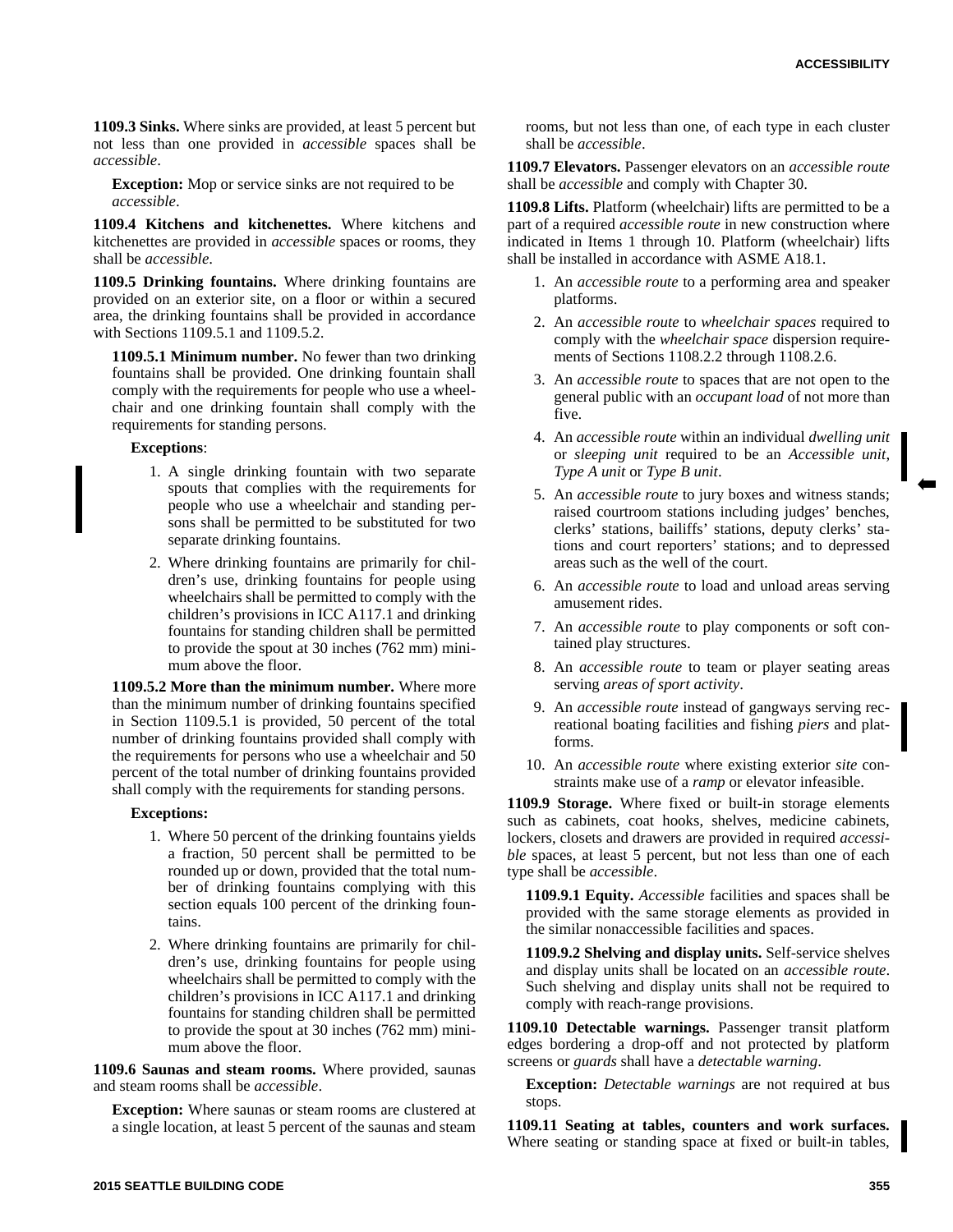**1109.3 Sinks.** Where sinks are provided, at least 5 percent but not less than one provided in *accessible* spaces shall be *accessible*.

**Exception:** Mop or service sinks are not required to be *accessible*.

**1109.4 Kitchens and kitchenettes.** Where kitchens and kitchenettes are provided in *accessible* spaces or rooms, they shall be *accessible*.

**1109.5 Drinking fountains.** Where drinking fountains are provided on an exterior site, on a floor or within a secured area, the drinking fountains shall be provided in accordance with Sections 1109.5.1 and 1109.5.2.

**1109.5.1 Minimum number.** No fewer than two drinking fountains shall be provided. One drinking fountain shall comply with the requirements for people who use a wheelchair and one drinking fountain shall comply with the requirements for standing persons.

**Exceptions**:

1. A single drinking fountain with two separate spouts that complies with the requirements for people who use a wheelchair and standing persons shall be permitted to be substituted for two separate drinking fountains.
2. Where drinking fountains are primarily for children's use, drinking fountains for people using wheelchairs shall be permitted to comply with the children's provisions in ICC A117.1 and drinking fountains for standing children shall be permitted to provide the spout at 30 inches (762 mm) minimum above the floor.

**1109.5.2 More than the minimum number.** Where more than the minimum number of drinking fountains specified in Section 1109.5.1 is provided, 50 percent of the total number of drinking fountains provided shall comply with the requirements for persons who use a wheelchair and 50 percent of the total number of drinking fountains provided shall comply with the requirements for standing persons.

**Exceptions:**

1. Where 50 percent of the drinking fountains yields a fraction, 50 percent shall be permitted to be rounded up or down, provided that the total number of drinking fountains complying with this section equals 100 percent of the drinking fountains.
2. Where drinking fountains are primarily for children's use, drinking fountains for people using wheelchairs shall be permitted to comply with the children's provisions in ICC A117.1 and drinking fountains for standing children shall be permitted to provide the spout at 30 inches (762 mm) minimum above the floor.

**1109.6 Saunas and steam rooms.** Where provided, saunas and steam rooms shall be *accessible*.

**Exception:** Where saunas or steam rooms are clustered at a single location, at least 5 percent of the saunas and steam rooms, but not less than one, of each type in each cluster shall be *accessible*.

**1109.7 Elevators.** Passenger elevators on an *accessible route* shall be *accessible* and comply with Chapter 30.

**1109.8 Lifts.** Platform (wheelchair) lifts are permitted to be a part of a required *accessible route* in new construction where indicated in Items 1 through 10. Platform (wheelchair) lifts shall be installed in accordance with ASME A18.1.

1. An *accessible route* to a performing area and speaker platforms.
2. An *accessible route* to *wheelchair spaces* required to comply with the *wheelchair space* dispersion requirements of Sections 1108.2.2 through 1108.2.6.
3. An *accessible route* to spaces that are not open to the general public with an *occupant load* of not more than five.
4. An *accessible route* within an individual *dwelling unit* or *sleeping unit* required to be an *Accessible unit, Type A unit* or *Type B unit*.
5. An *accessible route* to jury boxes and witness stands; raised courtroom stations including judges' benches, clerks' stations, bailiffs' stations, deputy clerks' stations and court reporters' stations; and to depressed areas such as the well of the court.
6. An *accessible route* to load and unload areas serving amusement rides.
7. An *accessible route* to play components or soft contained play structures.
8. An *accessible route* to team or player seating areas serving *areas of sport activity*.
9. An *accessible route* instead of gangways serving recreational boating facilities and fishing *piers* and platforms.
10. An *accessible route* where existing exterior *site* constraints make use of a *ramp* or elevator infeasible.

**1109.9 Storage.** Where fixed or built-in storage elements such as cabinets, coat hooks, shelves, medicine cabinets, lockers, closets and drawers are provided in required *accessible* spaces, at least 5 percent, but not less than one of each type shall be *accessible*.

**1109.9.1 Equity.** *Accessible* facilities and spaces shall be provided with the same storage elements as provided in the similar nonaccessible facilities and spaces.

**1109.9.2 Shelving and display units.** Self-service shelves and display units shall be located on an *accessible route*. Such shelving and display units shall not be required to comply with reach-range provisions.

**1109.10 Detectable warnings.** Passenger transit platform edges bordering a drop-off and not protected by platform screens or *guards* shall have a *detectable warning*.

**Exception:** *Detectable warnings* are not required at bus stops.

**1109.11 Seating at tables, counters and work surfaces.** Where seating or standing space at fixed or built-in tables,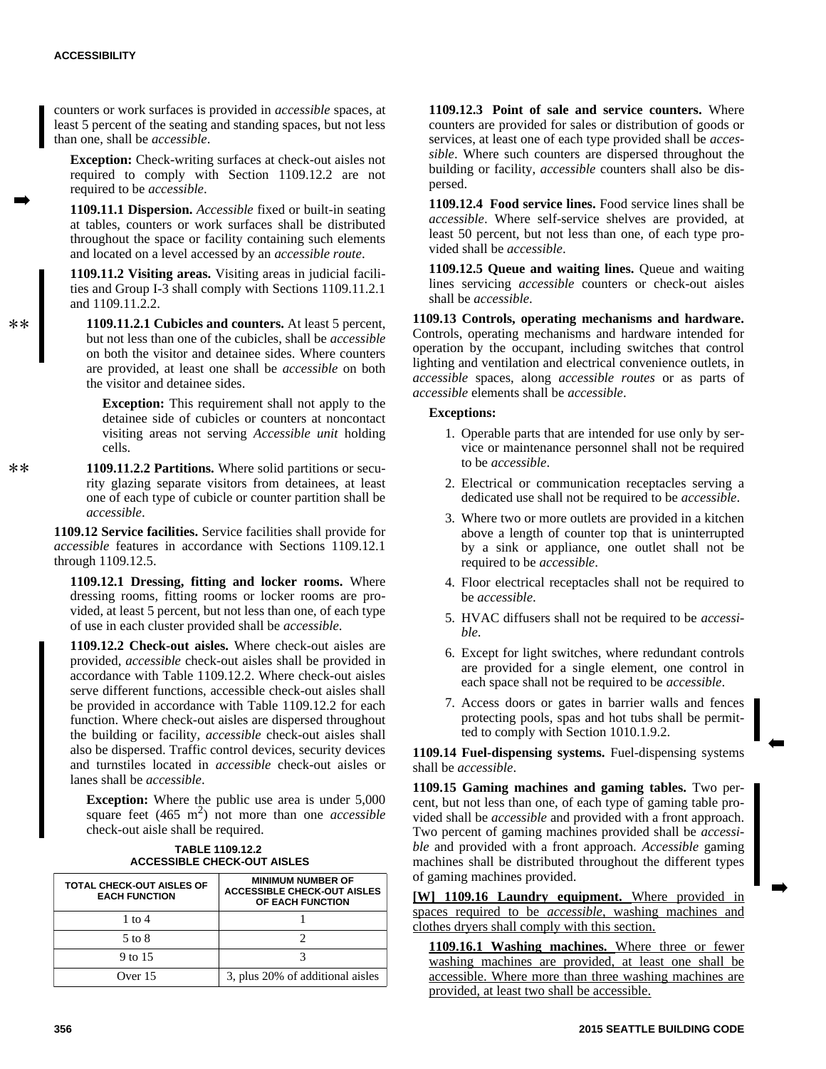counters or work surfaces is provided in *accessible* spaces, at least 5 percent of the seating and standing spaces, but not less than one, shall be *accessible*.

**Exception:** Check-writing surfaces at check-out aisles not required to comply with Section 1109.12.2 are not required to be *accessible*.

**1109.11.1 Dispersion.** *Accessible* fixed or built-in seating at tables, counters or work surfaces shall be distributed throughout the space or facility containing such elements and located on a level accessed by an *accessible route*.

**1109.11.2 Visiting areas.** Visiting areas in judicial facilities and Group I-3 shall comply with Sections 1109.11.2.1 and 1109.11.2.2.

**1109.11.2.1 Cubicles and counters.** At least 5 percent, but not less than one of the cubicles, shall be *accessible* on both the visitor and detainee sides. Where counters are provided, at least one shall be *accessible* on both the visitor and detainee sides.

**Exception:** This requirement shall not apply to the detainee side of cubicles or counters at noncontact visiting areas not serving *Accessible unit* holding cells.

**1109.11.2.2 Partitions.** Where solid partitions or security glazing separate visitors from detainees, at least one of each type of cubicle or counter partition shall be *accessible*.

**1109.12 Service facilities.** Service facilities shall provide for *accessible* features in accordance with Sections 1109.12.1 through 1109.12.5.

**1109.12.1 Dressing, fitting and locker rooms.** Where dressing rooms, fitting rooms or locker rooms are provided, at least 5 percent, but not less than one, of each type of use in each cluster provided shall be *accessible*.

**1109.12.2 Check-out aisles.** Where check-out aisles are provided, *accessible* check-out aisles shall be provided in accordance with Table 1109.12.2. Where check-out aisles serve different functions, accessible check-out aisles shall be provided in accordance with Table 1109.12.2 for each function. Where check-out aisles are dispersed throughout the building or facility, *accessible* check-out aisles shall also be dispersed. Traffic control devices, security devices and turnstiles located in *accessible* check-out aisles or lanes shall be *accessible*.

**Exception:** Where the public use area is under 5,000 square feet (465 $m^2$) not more than one *accessible* check-out aisle shall be required.

**TABLE 1109.12.2**
**ACCESSIBLE CHECK-OUT AISLES**

| TOTAL CHECK-OUT AISLES OF EACH FUNCTION | MINIMUM NUMBER OF ACCESSIBLE CHECK-OUT AISLES OF EACH FUNCTION |
|---|---|
| 1 to 4 | 1 |
| 5 to 8 | 2 |
| 9 to 15 | 3 |
| Over 15 | 3, plus 20% of additional aisles |

**1109.12.3 Point of sale and service counters.** Where counters are provided for sales or distribution of goods or services, at least one of each type provided shall be *accessible*. Where such counters are dispersed throughout the building or facility, *accessible* counters shall also be dispersed.

**1109.12.4 Food service lines.** Food service lines shall be *accessible*. Where self-service shelves are provided, at least 50 percent, but not less than one, of each type provided shall be *accessible*.

**1109.12.5 Queue and waiting lines.** Queue and waiting lines servicing *accessible* counters or check-out aisles shall be *accessible*.

**1109.13 Controls, operating mechanisms and hardware.** Controls, operating mechanisms and hardware intended for operation by the occupant, including switches that control lighting and ventilation and electrical convenience outlets, in *accessible* spaces, along *accessible routes* or as parts of *accessible* elements shall be *accessible*.

**Exceptions:**

1. Operable parts that are intended for use only by service or maintenance personnel shall not be required to be *accessible*.
2. Electrical or communication receptacles serving a dedicated use shall not be required to be *accessible*.
3. Where two or more outlets are provided in a kitchen above a length of counter top that is uninterrupted by a sink or appliance, one outlet shall not be required to be *accessible*.
4. Floor electrical receptacles shall not be required to be *accessible*.
5. HVAC diffusers shall not be required to be *accessible*.
6. Except for light switches, where redundant controls are provided for a single element, one control in each space shall not be required to be *accessible*.
7. Access doors or gates in barrier walls and fences protecting pools, spas and hot tubs shall be permitted to comply with Section 1010.1.9.2.

**1109.14 Fuel-dispensing systems.** Fuel-dispensing systems shall be *accessible*.

**1109.15 Gaming machines and gaming tables.** Two percent, but not less than one, of each type of gaming table provided shall be *accessible* and provided with a front approach. Two percent of gaming machines provided shall be *accessible* and provided with a front approach. *Accessible* gaming machines shall be distributed throughout the different types of gaming machines provided.

**[W] 1109.16 Laundry equipment.** Where provided in spaces required to be *accessible*, washing machines and clothes dryers shall comply with this section.

**1109.16.1 Washing machines.** Where three or fewer washing machines are provided, at least one shall be accessible. Where more than three washing machines are provided, at least two shall be accessible.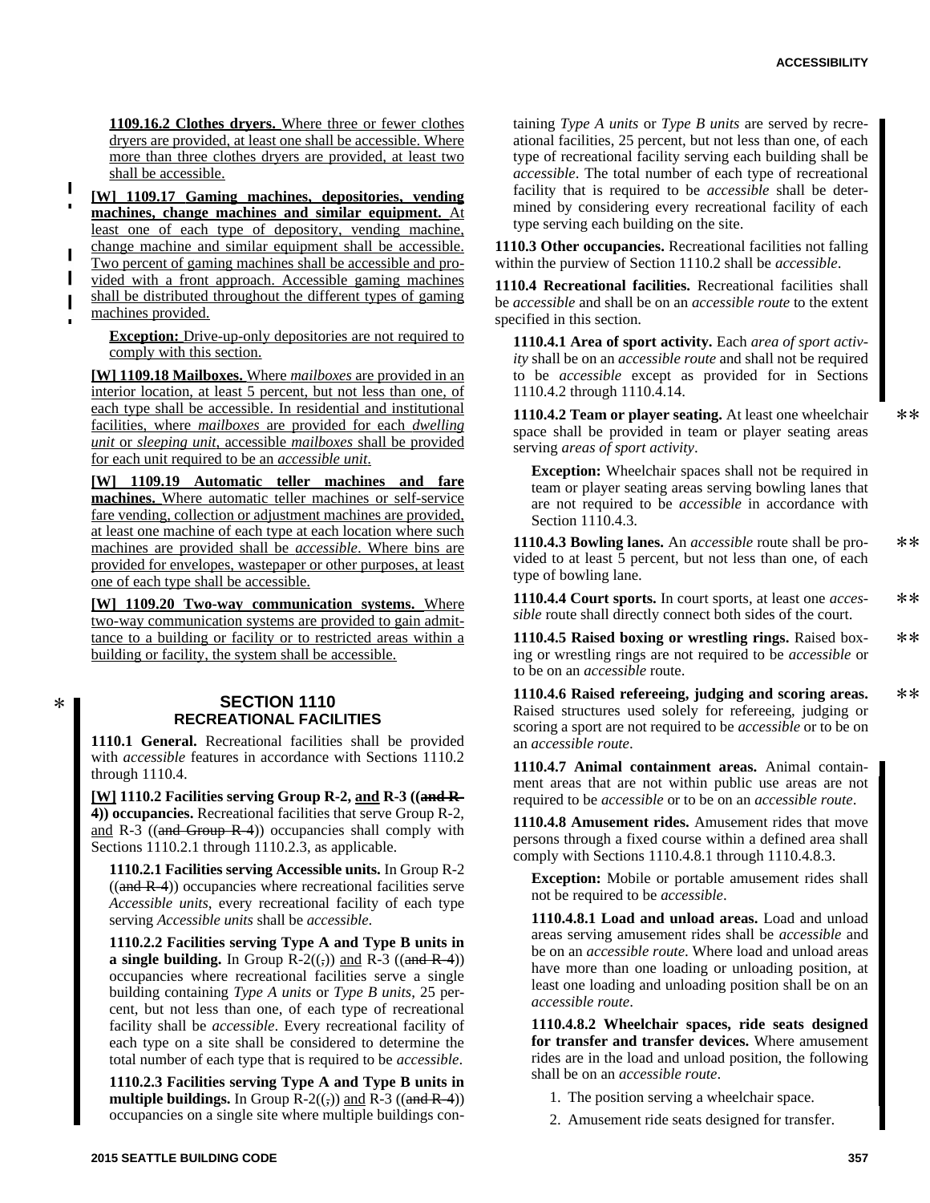**1109.16.2 Clothes dryers.** Where three or fewer clothes dryers are provided, at least one shall be accessible. Where more than three clothes dryers are provided, at least two shall be accessible.

**[W] 1109.17 Gaming machines, depositories, vending machines, change machines and similar equipment.** At least one of each type of depository, vending machine, change machine and similar equipment shall be accessible. Two percent of gaming machines shall be accessible and provided with a front approach. Accessible gaming machines shall be distributed throughout the different types of gaming machines provided.

**Exception:** Drive-up-only depositories are not required to comply with this section.

**[W] 1109.18 Mailboxes.** Where *mailboxes* are provided in an interior location, at least 5 percent, but not less than one, of each type shall be accessible. In residential and institutional facilities, where *mailboxes* are provided for each *dwelling unit* or *sleeping unit*, accessible *mailboxes* shall be provided for each unit required to be an *accessible unit*.

**[W] 1109.19 Automatic teller machines and fare machines.** Where automatic teller machines or self-service fare vending, collection or adjustment machines are provided, at least one machine of each type at each location where such machines are provided shall be *accessible*. Where bins are provided for envelopes, wastepaper or other purposes, at least one of each type shall be accessible.

**[W] 1109.20 Two-way communication systems.** Where two-way communication systems are provided to gain admittance to a building or facility or to restricted areas within a building or facility, the system shall be accessible.

## SECTION 1110 RECREATIONAL FACILITIES

**1110.1 General.** Recreational facilities shall be provided with *accessible* features in accordance with Sections 1110.2 through 1110.4.

**[W] 1110.2 Facilities serving Group R-2, and R-3 ((~~and R-4~~)) occupancies.** Recreational facilities that serve Group R-2, and R-3 ((~~and Group R-4~~)) occupancies shall comply with Sections 1110.2.1 through 1110.2.3, as applicable.

**1110.2.1 Facilities serving Accessible units.** In Group R-2 ((~~and R-4~~)) occupancies where recreational facilities serve *Accessible units*, every recreational facility of each type serving *Accessible units* shall be *accessible*.

**1110.2.2 Facilities serving Type A and Type B units in a single building.** In Group R-2((~~,~~)) and R-3 ((~~and R-4~~)) occupancies where recreational facilities serve a single building containing *Type A units* or *Type B units*, 25 percent, but not less than one, of each type of recreational facility shall be *accessible*. Every recreational facility of each type on a site shall be considered to determine the total number of each type that is required to be *accessible*.

**1110.2.3 Facilities serving Type A and Type B units in multiple buildings.** In Group R-2((~~,~~)) and R-3 ((~~and R-4~~)) occupancies on a single site where multiple buildings containing *Type A units* or *Type B units* are served by recreational facilities, 25 percent, but not less than one, of each type of recreational facility serving each building shall be *accessible*. The total number of each type of recreational facility that is required to be *accessible* shall be determined by considering every recreational facility of each type serving each building on the site.

**1110.3 Other occupancies.** Recreational facilities not falling within the purview of Section 1110.2 shall be *accessible*.

**1110.4 Recreational facilities.** Recreational facilities shall be *accessible* and shall be on an *accessible route* to the extent specified in this section.

**1110.4.1 Area of sport activity.** Each *area of sport activity* shall be on an *accessible route* and shall not be required to be *accessible* except as provided for in Sections 1110.4.2 through 1110.4.14.

**1110.4.2 Team or player seating.** At least one wheelchair space shall be provided in team or player seating areas serving *areas of sport activity*.

**Exception:** Wheelchair spaces shall not be required in team or player seating areas serving bowling lanes that are not required to be *accessible* in accordance with Section 1110.4.3.

**1110.4.3 Bowling lanes.** An *accessible* route shall be provided to at least 5 percent, but not less than one, of each type of bowling lane.

**1110.4.4 Court sports.** In court sports, at least one *accessible* route shall directly connect both sides of the court.

**1110.4.5 Raised boxing or wrestling rings.** Raised boxing or wrestling rings are not required to be *accessible* or to be on an *accessible* route.

**1110.4.6 Raised refereeing, judging and scoring areas.** Raised structures used solely for refereeing, judging or scoring a sport are not required to be *accessible* or to be on an *accessible route*.

**1110.4.7 Animal containment areas.** Animal containment areas that are not within public use areas are not required to be *accessible* or to be on an *accessible route*.

**1110.4.8 Amusement rides.** Amusement rides that move persons through a fixed course within a defined area shall comply with Sections 1110.4.8.1 through 1110.4.8.3.

**Exception:** Mobile or portable amusement rides shall not be required to be *accessible*.

**1110.4.8.1 Load and unload areas.** Load and unload areas serving amusement rides shall be *accessible* and be on an *accessible route*. Where load and unload areas have more than one loading or unloading position, at least one loading and unloading position shall be on an *accessible route*.

**1110.4.8.2 Wheelchair spaces, ride seats designed for transfer and transfer devices.** Where amusement rides are in the load and unload position, the following shall be on an *accessible route*.

1. The position serving a wheelchair space.
2. Amusement ride seats designed for transfer.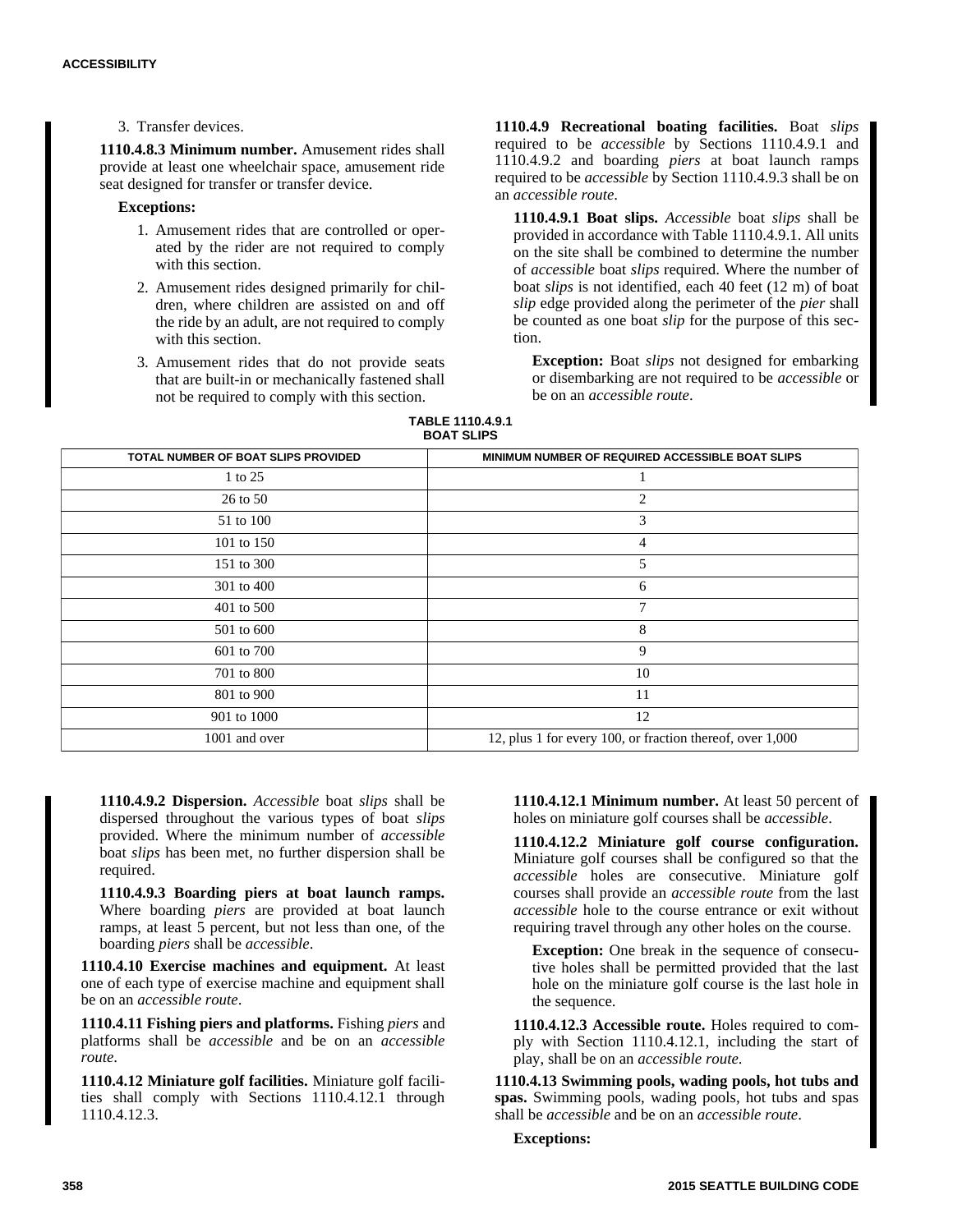3. Transfer devices.

**1110.4.8.3 Minimum number.** Amusement rides shall provide at least one wheelchair space, amusement ride seat designed for transfer or transfer device.

**Exceptions:**

1. Amusement rides that are controlled or operated by the rider are not required to comply with this section.
2. Amusement rides designed primarily for children, where children are assisted on and off the ride by an adult, are not required to comply with this section.
3. Amusement rides that do not provide seats that are built-in or mechanically fastened shall not be required to comply with this section.

**1110.4.9 Recreational boating facilities.** Boat *slips* required to be *accessible* by Sections 1110.4.9.1 and 1110.4.9.2 and boarding *piers* at boat launch ramps required to be *accessible* by Section 1110.4.9.3 shall be on an *accessible route*.

**1110.4.9.1 Boat slips.** *Accessible* boat *slips* shall be provided in accordance with Table 1110.4.9.1. All units on the site shall be combined to determine the number of *accessible* boat *slips* required. Where the number of boat *slips* is not identified, each 40 feet (12 m) of boat *slip* edge provided along the perimeter of the *pier* shall be counted as one boat *slip* for the purpose of this section.

**Exception:** Boat *slips* not designed for embarking or disembarking are not required to be *accessible* or be on an *accessible route*.

**TABLE 1110.4.9.1
BOAT SLIPS**

| TOTAL NUMBER OF BOAT SLIPS PROVIDED | MINIMUM NUMBER OF REQUIRED ACCESSIBLE BOAT SLIPS |
|---|---|
| 1 to 25 | 1 |
| 26 to 50 | 2 |
| 51 to 100 | 3 |
| 101 to 150 | 4 |
| 151 to 300 | 5 |
| 301 to 400 | 6 |
| 401 to 500 | 7 |
| 501 to 600 | 8 |
| 601 to 700 | 9 |
| 701 to 800 | 10 |
| 801 to 900 | 11 |
| 901 to 1000 | 12 |
| 1001 and over | 12, plus 1 for every 100, or fraction thereof, over 1,000 |

**1110.4.9.2 Dispersion.** *Accessible* boat *slips* shall be dispersed throughout the various types of boat *slips* provided. Where the minimum number of *accessible* boat *slips* has been met, no further dispersion shall be required.

**1110.4.9.3 Boarding piers at boat launch ramps.** Where boarding *piers* are provided at boat launch ramps, at least 5 percent, but not less than one, of the boarding *piers* shall be *accessible*.

**1110.4.10 Exercise machines and equipment.** At least one of each type of exercise machine and equipment shall be on an *accessible route*.

**1110.4.11 Fishing piers and platforms.** Fishing *piers* and platforms shall be *accessible* and be on an *accessible route*.

**1110.4.12 Miniature golf facilities.** Miniature golf facilities shall comply with Sections 1110.4.12.1 through 1110.4.12.3.

**1110.4.12.1 Minimum number.** At least 50 percent of holes on miniature golf courses shall be *accessible*.

**1110.4.12.2 Miniature golf course configuration.** Miniature golf courses shall be configured so that the *accessible* holes are consecutive. Miniature golf courses shall provide an *accessible route* from the last *accessible* hole to the course entrance or exit without requiring travel through any other holes on the course.

**Exception:** One break in the sequence of consecutive holes shall be permitted provided that the last hole on the miniature golf course is the last hole in the sequence.

**1110.4.12.3 Accessible route.** Holes required to comply with Section 1110.4.12.1, including the start of play, shall be on an *accessible route*.

**1110.4.13 Swimming pools, wading pools, hot tubs and spas.** Swimming pools, wading pools, hot tubs and spas shall be *accessible* and be on an *accessible route*.

**Exceptions:**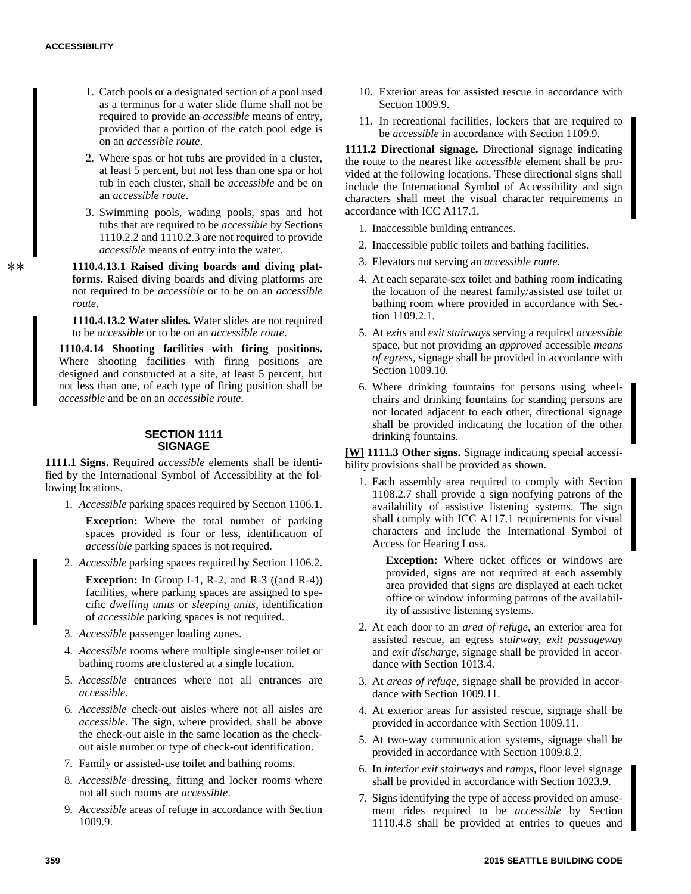1. Catch pools or a designated section of a pool used as a terminus for a water slide flume shall not be required to provide an *accessible* means of entry, provided that a portion of the catch pool edge is on an *accessible route*.
2. Where spas or hot tubs are provided in a cluster, at least 5 percent, but not less than one spa or hot tub in each cluster, shall be *accessible* and be on an *accessible route*.
3. Swimming pools, wading pools, spas and hot tubs that are required to be *accessible* by Sections 1110.2.2 and 1110.2.3 are not required to provide *accessible* means of entry into the water.

**1110.4.13.1 Raised diving boards and diving platforms.** Raised diving boards and diving platforms are not required to be *accessible* or to be on an *accessible route*.

**1110.4.13.2 Water slides.** Water slides are not required to be *accessible* or to be on an *accessible route*.

**1110.4.14 Shooting facilities with firing positions.** Where shooting facilities with firing positions are designed and constructed at a site, at least 5 percent, but not less than one, of each type of firing position shall be *accessible* and be on an *accessible route*.

## SECTION 1111 SIGNAGE

**1111.1 Signs.** Required *accessible* elements shall be identified by the International Symbol of Accessibility at the following locations.

1. *Accessible* parking spaces required by Section 1106.1.

   **Exception:** Where the total number of parking spaces provided is four or less, identification of *accessible* parking spaces is not required.

2. *Accessible* parking spaces required by Section 1106.2.

   **Exception:** In Group I-1, R-2, and R-3 ((~~and R-4~~)) facilities, where parking spaces are assigned to specific *dwelling units* or *sleeping units*, identification of *accessible* parking spaces is not required.

3. *Accessible* passenger loading zones.
4. *Accessible* rooms where multiple single-user toilet or bathing rooms are clustered at a single location.
5. *Accessible* entrances where not all entrances are *accessible*.
6. *Accessible* check-out aisles where not all aisles are *accessible*. The sign, where provided, shall be above the check-out aisle in the same location as the check-out aisle number or type of check-out identification.
7. Family or assisted-use toilet and bathing rooms.
8. *Accessible* dressing, fitting and locker rooms where not all such rooms are *accessible*.
9. *Accessible* areas of refuge in accordance with Section 1009.9.
10. Exterior areas for assisted rescue in accordance with Section 1009.9.
11. In recreational facilities, lockers that are required to be *accessible* in accordance with Section 1109.9.

**1111.2 Directional signage.** Directional signage indicating the route to the nearest like *accessible* element shall be provided at the following locations. These directional signs shall include the International Symbol of Accessibility and sign characters shall meet the visual character requirements in accordance with ICC A117.1.

1. Inaccessible building entrances.
2. Inaccessible public toilets and bathing facilities.
3. Elevators not serving an *accessible route*.
4. At each separate-sex toilet and bathing room indicating the location of the nearest family/assisted use toilet or bathing room where provided in accordance with Section 1109.2.1.
5. At *exits* and *exit stairways* serving a required *accessible* space, but not providing an *approved* accessible *means of egress*, signage shall be provided in accordance with Section 1009.10.
6. Where drinking fountains for persons using wheelchairs and drinking fountains for standing persons are not located adjacent to each other, directional signage shall be provided indicating the location of the other drinking fountains.

**[W] 1111.3 Other signs.** Signage indicating special accessibility provisions shall be provided as shown.

1. Each assembly area required to comply with Section 1108.2.7 shall provide a sign notifying patrons of the availability of assistive listening systems. The sign shall comply with ICC A117.1 requirements for visual characters and include the International Symbol of Access for Hearing Loss.

   **Exception:** Where ticket offices or windows are provided, signs are not required at each assembly area provided that signs are displayed at each ticket office or window informing patrons of the availability of assistive listening systems.

2. At each door to an *area of refuge*, an exterior area for assisted rescue, an egress *stairway*, *exit passageway* and *exit discharge*, signage shall be provided in accordance with Section 1013.4.
3. At *areas of refuge*, signage shall be provided in accordance with Section 1009.11.
4. At exterior areas for assisted rescue, signage shall be provided in accordance with Section 1009.11.
5. At two-way communication systems, signage shall be provided in accordance with Section 1009.8.2.
6. In *interior exit stairways* and *ramps*, floor level signage shall be provided in accordance with Section 1023.9.
7. Signs identifying the type of access provided on amusement rides required to be *accessible* by Section 1110.4.8 shall be provided at entries to queues and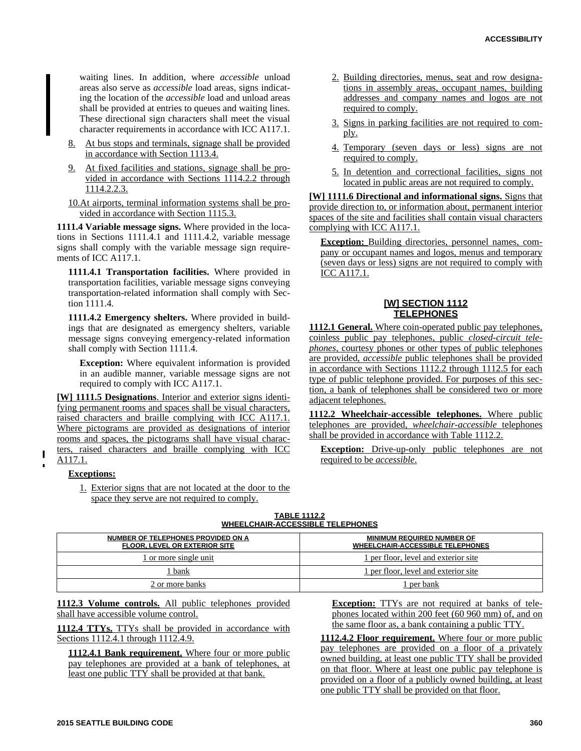waiting lines. In addition, where *accessible* unload areas also serve as *accessible* load areas, signs indicating the location of the *accessible* load and unload areas shall be provided at entries to queues and waiting lines. These directional sign characters shall meet the visual character requirements in accordance with ICC A117.1.

8. At bus stops and terminals, signage shall be provided in accordance with Section 1113.4.

9. At fixed facilities and stations, signage shall be provided in accordance with Sections 1114.2.2 through 1114.2.2.3.

10. At airports, terminal information systems shall be provided in accordance with Section 1115.3.

**1111.4 Variable message signs.** Where provided in the locations in Sections 1111.4.1 and 1111.4.2, variable message signs shall comply with the variable message sign requirements of ICC A117.1.

**1111.4.1 Transportation facilities.** Where provided in transportation facilities, variable message signs conveying transportation-related information shall comply with Section 1111.4.

**1111.4.2 Emergency shelters.** Where provided in buildings that are designated as emergency shelters, variable message signs conveying emergency-related information shall comply with Section 1111.4.

**Exception:** Where equivalent information is provided in an audible manner, variable message signs are not required to comply with ICC A117.1.

**[W] 1111.5 Designations**. Interior and exterior signs identifying permanent rooms and spaces shall be visual characters, raised characters and braille complying with ICC A117.1. Where pictograms are provided as designations of interior rooms and spaces, the pictograms shall have visual characters, raised characters and braille complying with ICC A117.1.

**Exceptions:**

1. Exterior signs that are not located at the door to the space they serve are not required to comply.
2. Building directories, menus, seat and row designations in assembly areas, occupant names, building addresses and company names and logos are not required to comply.
3. Signs in parking facilities are not required to comply.
4. Temporary (seven days or less) signs are not required to comply.
5. In detention and correctional facilities, signs not located in public areas are not required to comply.

**[W] 1111.6 Directional and informational signs.** Signs that provide direction to, or information about, permanent interior spaces of the site and facilities shall contain visual characters complying with ICC A117.1.

**Exception:** Building directories, personnel names, company or occupant names and logos, menus and temporary (seven days or less) signs are not required to comply with ICC A117.1.

## [W] SECTION 1112 TELEPHONES

**1112.1 General.** Where coin-operated public pay telephones, coinless public pay telephones, public *closed-circuit telephones*, courtesy phones or other types of public telephones are provided, *accessible* public telephones shall be provided in accordance with Sections 1112.2 through 1112.5 for each type of public telephone provided. For purposes of this section, a bank of telephones shall be considered two or more adjacent telephones.

**1112.2 Wheelchair-accessible telephones.** Where public telephones are provided, *wheelchair-accessible* telephones shall be provided in accordance with Table 1112.2.

**Exception:** Drive-up-only public telephones are not required to be *accessible*.

**TABLE 1112.2**
**WHEELCHAIR-ACCESSIBLE TELEPHONES**

| NUMBER OF TELEPHONES PROVIDED ON A FLOOR, LEVEL OR EXTERIOR SITE | MINIMUM REQUIRED NUMBER OF WHEELCHAIR-ACCESSIBLE TELEPHONES |
|---|---|
| 1 or more single unit | 1 per floor, level and exterior site |
| 1 bank | 1 per floor, level and exterior site |
| 2 or more banks | 1 per bank |

**1112.3 Volume controls.** All public telephones provided shall have accessible volume control.

**1112.4 TTYs.** TTYs shall be provided in accordance with Sections 1112.4.1 through 1112.4.9.

**1112.4.1 Bank requirement.** Where four or more public pay telephones are provided at a bank of telephones, at least one public TTY shall be provided at that bank.

**Exception:** TTYs are not required at banks of telephones located within 200 feet (60 960 mm) of, and on the same floor as, a bank containing a public TTY.

**1112.4.2 Floor requirement.** Where four or more public pay telephones are provided on a floor of a privately owned building, at least one public TTY shall be provided on that floor. Where at least one public pay telephone is provided on a floor of a publicly owned building, at least one public TTY shall be provided on that floor.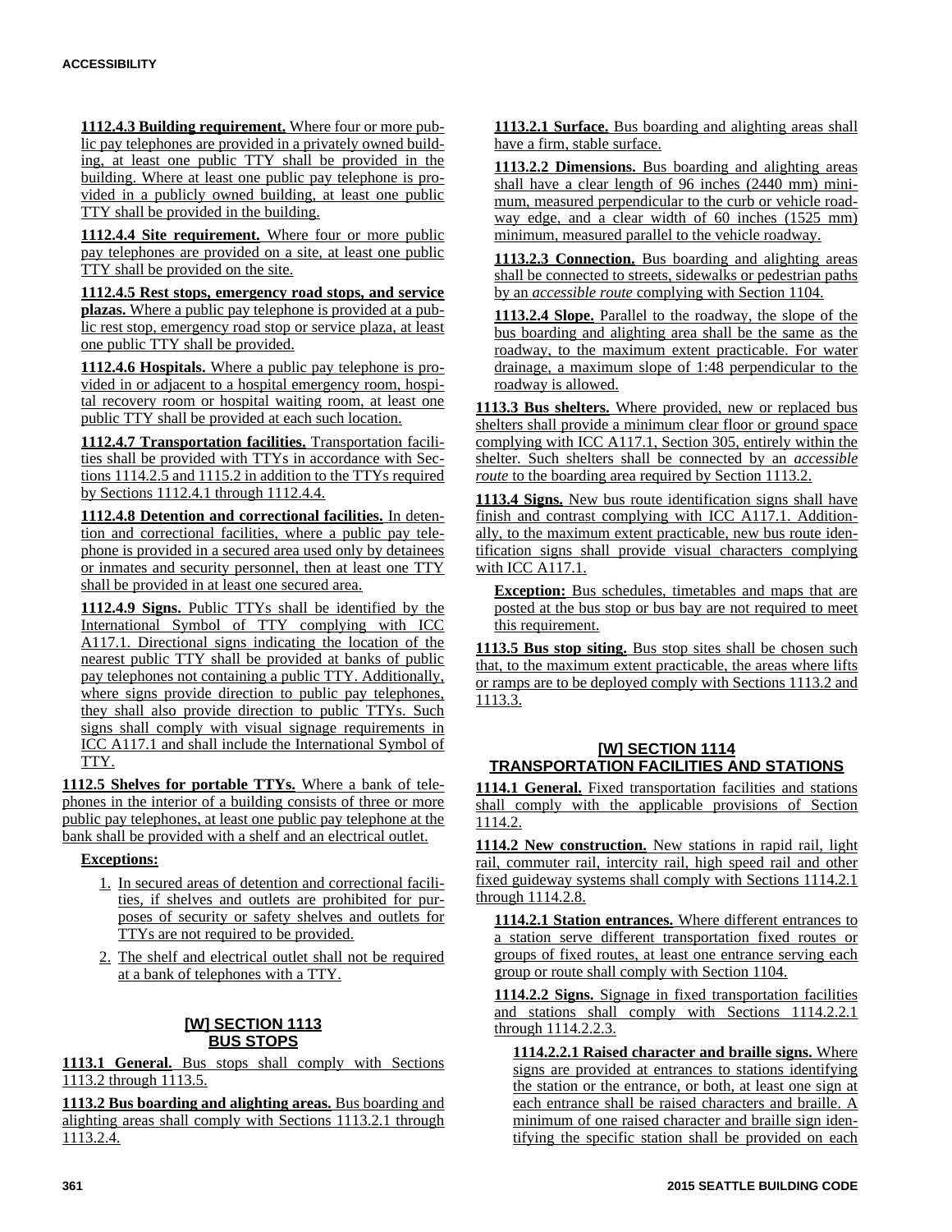**1112.4.3 Building requirement.** Where four or more public pay telephones are provided in a privately owned building, at least one public TTY shall be provided in the building. Where at least one public pay telephone is provided in a publicly owned building, at least one public TTY shall be provided in the building.

**1112.4.4 Site requirement.** Where four or more public pay telephones are provided on a site, at least one public TTY shall be provided on the site.

**1112.4.5 Rest stops, emergency road stops, and service plazas.** Where a public pay telephone is provided at a public rest stop, emergency road stop or service plaza, at least one public TTY shall be provided.

**1112.4.6 Hospitals.** Where a public pay telephone is provided in or adjacent to a hospital emergency room, hospital recovery room or hospital waiting room, at least one public TTY shall be provided at each such location.

**1112.4.7 Transportation facilities.** Transportation facilities shall be provided with TTYs in accordance with Sections 1114.2.5 and 1115.2 in addition to the TTYs required by Sections 1112.4.1 through 1112.4.4.

**1112.4.8 Detention and correctional facilities.** In detention and correctional facilities, where a public pay telephone is provided in a secured area used only by detainees or inmates and security personnel, then at least one TTY shall be provided in at least one secured area.

**1112.4.9 Signs.** Public TTYs shall be identified by the International Symbol of TTY complying with ICC A117.1. Directional signs indicating the location of the nearest public TTY shall be provided at banks of public pay telephones not containing a public TTY. Additionally, where signs provide direction to public pay telephones, they shall also provide direction to public TTYs. Such signs shall comply with visual signage requirements in ICC A117.1 and shall include the International Symbol of TTY.

**1112.5 Shelves for portable TTYs.** Where a bank of telephones in the interior of a building consists of three or more public pay telephones, at least one public pay telephone at the bank shall be provided with a shelf and an electrical outlet.

**Exceptions:**

1. In secured areas of detention and correctional facilities, if shelves and outlets are prohibited for purposes of security or safety shelves and outlets for TTYs are not required to be provided.
2. The shelf and electrical outlet shall not be required at a bank of telephones with a TTY.

## [W] SECTION 1113 BUS STOPS

**1113.1 General.** Bus stops shall comply with Sections 1113.2 through 1113.5.

**1113.2 Bus boarding and alighting areas.** Bus boarding and alighting areas shall comply with Sections 1113.2.1 through 1113.2.4.

**1113.2.1 Surface.** Bus boarding and alighting areas shall have a firm, stable surface.

**1113.2.2 Dimensions.** Bus boarding and alighting areas shall have a clear length of 96 inches (2440 mm) minimum, measured perpendicular to the curb or vehicle roadway edge, and a clear width of 60 inches (1525 mm) minimum, measured parallel to the vehicle roadway.

**1113.2.3 Connection.** Bus boarding and alighting areas shall be connected to streets, sidewalks or pedestrian paths by an *accessible route* complying with Section 1104.

**1113.2.4 Slope.** Parallel to the roadway, the slope of the bus boarding and alighting area shall be the same as the roadway, to the maximum extent practicable. For water drainage, a maximum slope of 1:48 perpendicular to the roadway is allowed.

**1113.3 Bus shelters.** Where provided, new or replaced bus shelters shall provide a minimum clear floor or ground space complying with ICC A117.1, Section 305, entirely within the shelter. Such shelters shall be connected by an *accessible route* to the boarding area required by Section 1113.2.

**1113.4 Signs.** New bus route identification signs shall have finish and contrast complying with ICC A117.1. Additionally, to the maximum extent practicable, new bus route identification signs shall provide visual characters complying with ICC A117.1.

**Exception:** Bus schedules, timetables and maps that are posted at the bus stop or bus bay are not required to meet this requirement.

**1113.5 Bus stop siting.** Bus stop sites shall be chosen such that, to the maximum extent practicable, the areas where lifts or ramps are to be deployed comply with Sections 1113.2 and 1113.3.

## [W] SECTION 1114 TRANSPORTATION FACILITIES AND STATIONS

**1114.1 General.** Fixed transportation facilities and stations shall comply with the applicable provisions of Section 1114.2.

**1114.2 New construction.** New stations in rapid rail, light rail, commuter rail, intercity rail, high speed rail and other fixed guideway systems shall comply with Sections 1114.2.1 through 1114.2.8.

**1114.2.1 Station entrances.** Where different entrances to a station serve different transportation fixed routes or groups of fixed routes, at least one entrance serving each group or route shall comply with Section 1104.

**1114.2.2 Signs.** Signage in fixed transportation facilities and stations shall comply with Sections 1114.2.2.1 through 1114.2.2.3.

**1114.2.2.1 Raised character and braille signs.** Where signs are provided at entrances to stations identifying the station or the entrance, or both, at least one sign at each entrance shall be raised characters and braille. A minimum of one raised character and braille sign identifying the specific station shall be provided on each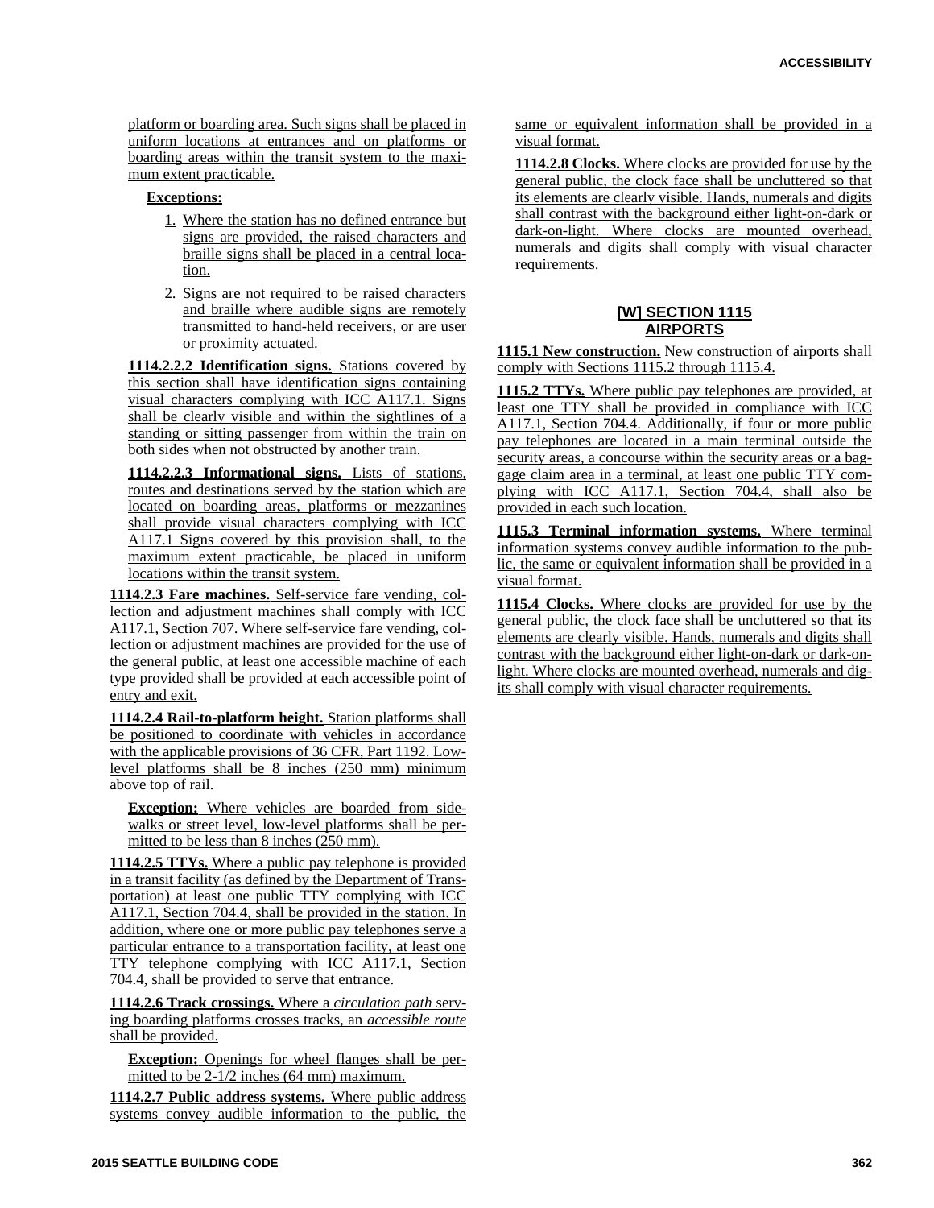platform or boarding area. Such signs shall be placed in uniform locations at entrances and on platforms or boarding areas within the transit system to the maximum extent practicable.

**Exceptions:**

1. Where the station has no defined entrance but signs are provided, the raised characters and braille signs shall be placed in a central location.
2. Signs are not required to be raised characters and braille where audible signs are remotely transmitted to hand-held receivers, or are user or proximity actuated.

**1114.2.2.2 Identification signs.** Stations covered by this section shall have identification signs containing visual characters complying with ICC A117.1. Signs shall be clearly visible and within the sightlines of a standing or sitting passenger from within the train on both sides when not obstructed by another train.

**1114.2.2.3 Informational signs.** Lists of stations, routes and destinations served by the station which are located on boarding areas, platforms or mezzanines shall provide visual characters complying with ICC A117.1 Signs covered by this provision shall, to the maximum extent practicable, be placed in uniform locations within the transit system.

**1114.2.3 Fare machines.** Self-service fare vending, collection and adjustment machines shall comply with ICC A117.1, Section 707. Where self-service fare vending, collection or adjustment machines are provided for the use of the general public, at least one accessible machine of each type provided shall be provided at each accessible point of entry and exit.

**1114.2.4 Rail-to-platform height.** Station platforms shall be positioned to coordinate with vehicles in accordance with the applicable provisions of 36 CFR, Part 1192. Low-level platforms shall be 8 inches (250 mm) minimum above top of rail.

**Exception:** Where vehicles are boarded from sidewalks or street level, low-level platforms shall be permitted to be less than 8 inches (250 mm).

**1114.2.5 TTYs.** Where a public pay telephone is provided in a transit facility (as defined by the Department of Transportation) at least one public TTY complying with ICC A117.1, Section 704.4, shall be provided in the station. In addition, where one or more public pay telephones serve a particular entrance to a transportation facility, at least one TTY telephone complying with ICC A117.1, Section 704.4, shall be provided to serve that entrance.

**1114.2.6 Track crossings.** Where a *circulation path* serving boarding platforms crosses tracks, an *accessible route* shall be provided.

**Exception:** Openings for wheel flanges shall be permitted to be 2-1/2 inches (64 mm) maximum.

**1114.2.7 Public address systems.** Where public address systems convey audible information to the public, the same or equivalent information shall be provided in a visual format.

**1114.2.8 Clocks.** Where clocks are provided for use by the general public, the clock face shall be uncluttered so that its elements are clearly visible. Hands, numerals and digits shall contrast with the background either light-on-dark or dark-on-light. Where clocks are mounted overhead, numerals and digits shall comply with visual character requirements.

## [W] SECTION 1115 AIRPORTS

**1115.1 New construction.** New construction of airports shall comply with Sections 1115.2 through 1115.4.

**1115.2 TTYs.** Where public pay telephones are provided, at least one TTY shall be provided in compliance with ICC A117.1, Section 704.4. Additionally, if four or more public pay telephones are located in a main terminal outside the security areas, a concourse within the security areas or a baggage claim area in a terminal, at least one public TTY complying with ICC A117.1, Section 704.4, shall also be provided in each such location.

**1115.3 Terminal information systems.** Where terminal information systems convey audible information to the public, the same or equivalent information shall be provided in a visual format.

**1115.4 Clocks.** Where clocks are provided for use by the general public, the clock face shall be uncluttered so that its elements are clearly visible. Hands, numerals and digits shall contrast with the background either light-on-dark or dark-on-light. Where clocks are mounted overhead, numerals and digits shall comply with visual character requirements.